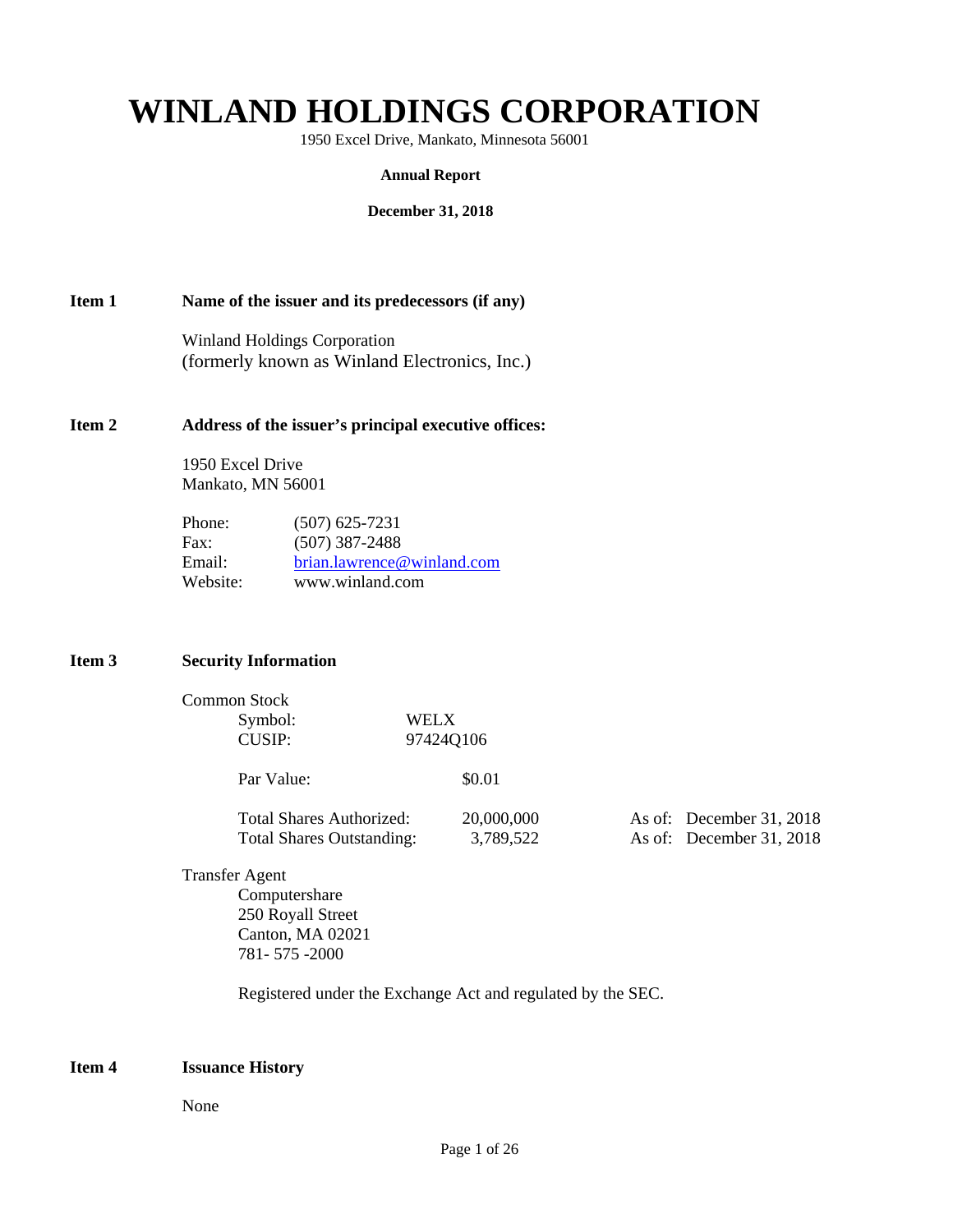# WINLAND HOLDINGS CORPORATION

1950 Excel Drive, Mankato, Minnesota 56001

**Annual Report**

**December 31, 2018**

**Item 1 Name of the issuer and its predecessors (if any)**

Winland Holdings Corporation
(formerly known as Winland Electronics, Inc.)

**Item 2 Address of the issuer's principal executive offices:**

1950 Excel Drive
Mankato, MN 56001

| | |
|---|---|
| Phone: | (507) 625-7231 |
| Fax: | (507) 387-2488 |
| Email: | brian.lawrence@winland.com |
| Website: | www.winland.com |

**Item 3 Security Information**

Common Stock

| | |
|---|---|
| Symbol: | WELX |
| CUSIP: | 97424Q106 |

| | | |
|---|---|---|
| Par Value: | $0.01 | |
| Total Shares Authorized: | 20,000,000 | As of: December 31, 2018 |
| Total Shares Outstanding: | 3,789,522 | As of: December 31, 2018 |

Transfer Agent
Computershare
250 Royall Street
Canton, MA 02021
781- 575 -2000

Registered under the Exchange Act and regulated by the SEC.

**Item 4 Issuance History**

None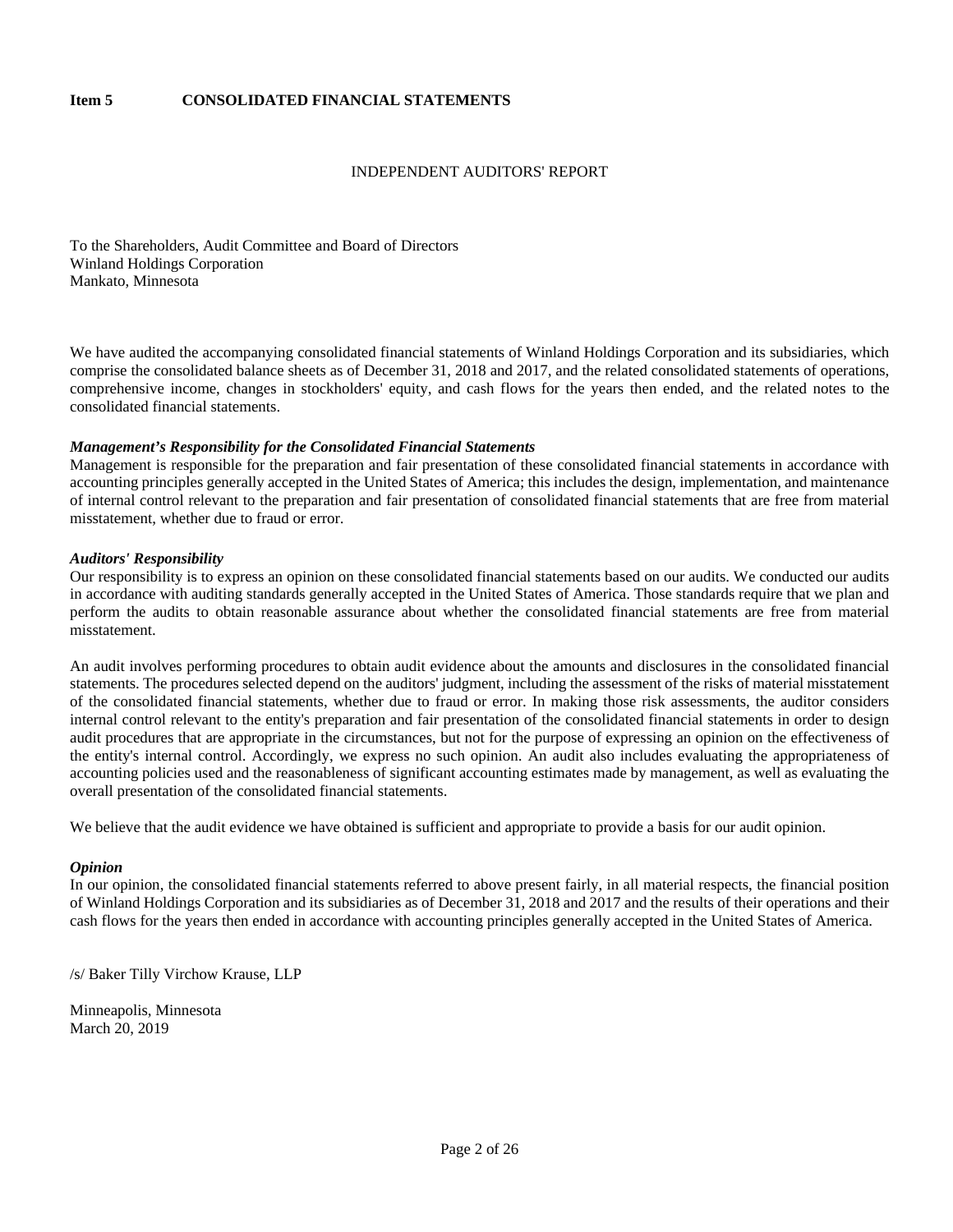**Item 5 CONSOLIDATED FINANCIAL STATEMENTS**

INDEPENDENT AUDITORS' REPORT

To the Shareholders, Audit Committee and Board of Directors
Winland Holdings Corporation
Mankato, Minnesota

We have audited the accompanying consolidated financial statements of Winland Holdings Corporation and its subsidiaries, which comprise the consolidated balance sheets as of December 31, 2018 and 2017, and the related consolidated statements of operations, comprehensive income, changes in stockholders' equity, and cash flows for the years then ended, and the related notes to the consolidated financial statements.

***Management's Responsibility for the Consolidated Financial Statements***
Management is responsible for the preparation and fair presentation of these consolidated financial statements in accordance with accounting principles generally accepted in the United States of America; this includes the design, implementation, and maintenance of internal control relevant to the preparation and fair presentation of consolidated financial statements that are free from material misstatement, whether due to fraud or error.

***Auditors' Responsibility***
Our responsibility is to express an opinion on these consolidated financial statements based on our audits. We conducted our audits in accordance with auditing standards generally accepted in the United States of America. Those standards require that we plan and perform the audits to obtain reasonable assurance about whether the consolidated financial statements are free from material misstatement.

An audit involves performing procedures to obtain audit evidence about the amounts and disclosures in the consolidated financial statements. The procedures selected depend on the auditors' judgment, including the assessment of the risks of material misstatement of the consolidated financial statements, whether due to fraud or error. In making those risk assessments, the auditor considers internal control relevant to the entity's preparation and fair presentation of the consolidated financial statements in order to design audit procedures that are appropriate in the circumstances, but not for the purpose of expressing an opinion on the effectiveness of the entity's internal control. Accordingly, we express no such opinion. An audit also includes evaluating the appropriateness of accounting policies used and the reasonableness of significant accounting estimates made by management, as well as evaluating the overall presentation of the consolidated financial statements.

We believe that the audit evidence we have obtained is sufficient and appropriate to provide a basis for our audit opinion.

***Opinion***
In our opinion, the consolidated financial statements referred to above present fairly, in all material respects, the financial position of Winland Holdings Corporation and its subsidiaries as of December 31, 2018 and 2017 and the results of their operations and their cash flows for the years then ended in accordance with accounting principles generally accepted in the United States of America.

/s/ Baker Tilly Virchow Krause, LLP

Minneapolis, Minnesota
March 20, 2019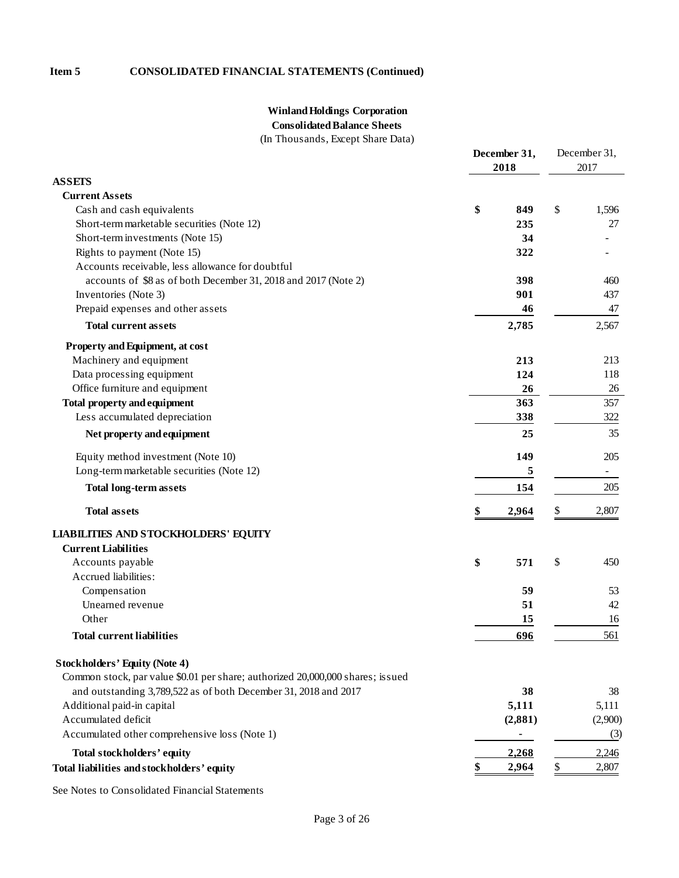**Item 5 CONSOLIDATED FINANCIAL STATEMENTS (Continued)**

**Winland Holdings Corporation**
**Consolidated Balance Sheets**
(In Thousands, Except Share Data)

| | December 31, 2018 | December 31, 2017 |
|---|---|---|
| **ASSETS** | | |
| **Current Assets** | | |
| Cash and cash equivalents | $ 849 | $ 1,596 |
| Short-term marketable securities (Note 12) | 235 | 27 |
| Short-term investments (Note 15) | 34 | - |
| Rights to payment (Note 15) | 322 | - |
| Accounts receivable, less allowance for doubtful accounts of $8 as of both December 31, 2018 and 2017 (Note 2) | 398 | 460 |
| Inventories (Note 3) | 901 | 437 |
| Prepaid expenses and other assets | 46 | 47 |
| **Total current assets** | 2,785 | 2,567 |
| **Property and Equipment, at cost** | | |
| Machinery and equipment | 213 | 213 |
| Data processing equipment | 124 | 118 |
| Office furniture and equipment | 26 | 26 |
| **Total property and equipment** | 363 | 357 |
| Less accumulated depreciation | 338 | 322 |
| **Net property and equipment** | 25 | 35 |
| Equity method investment (Note 10) | 149 | 205 |
| Long-term marketable securities (Note 12) | 5 | - |
| **Total long-term assets** | 154 | 205 |
| **Total assets** | $ 2,964 | $ 2,807 |
| **LIABILITIES AND STOCKHOLDERS' EQUITY** | | |
| **Current Liabilities** | | |
| Accounts payable | $ 571 | $ 450 |
| Accrued liabilities: | | |
| Compensation | 59 | 53 |
| Unearned revenue | 51 | 42 |
| Other | 15 | 16 |
| **Total current liabilities** | 696 | 561 |
| **Stockholders' Equity (Note 4)** | | |
| Common stock, par value $0.01 per share; authorized 20,000,000 shares; issued and outstanding 3,789,522 as of both December 31, 2018 and 2017 | 38 | 38 |
| Additional paid-in capital | 5,111 | 5,111 |
| Accumulated deficit | (2,881) | (2,900) |
| Accumulated other comprehensive loss (Note 1) | - | (3) |
| **Total stockholders' equity** | 2,268 | 2,246 |
| **Total liabilities and stockholders' equity** | $ 2,964 | $ 2,807 |

See Notes to Consolidated Financial Statements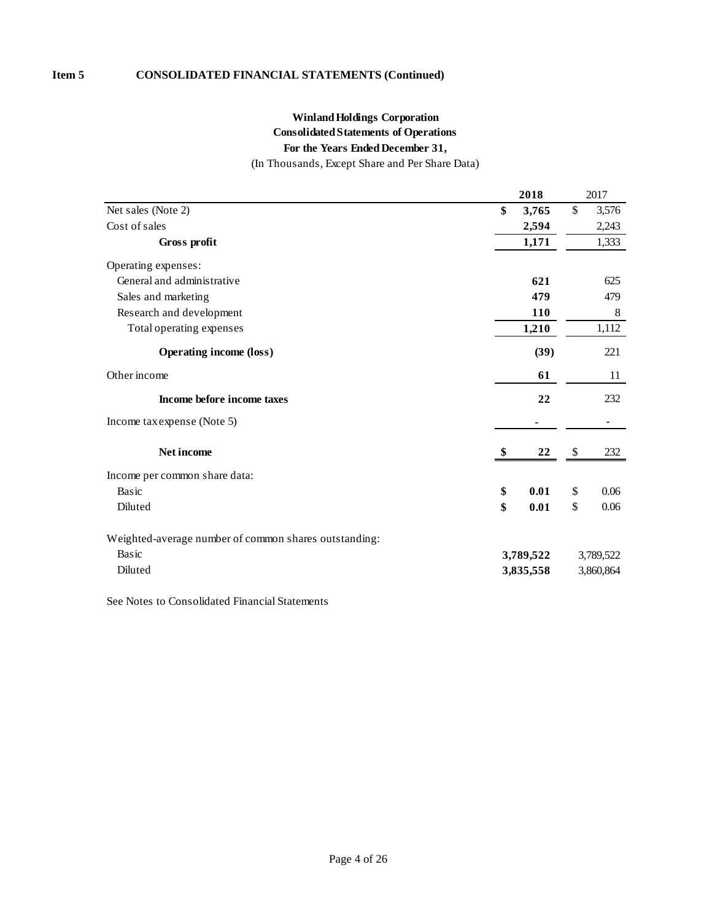**Item 5 CONSOLIDATED FINANCIAL STATEMENTS (Continued)**

**Winland Holdings Corporation**
**Consolidated Statements of Operations**
**For the Years Ended December 31,**
(In Thousands, Except Share and Per Share Data)

| | **2018** | 2017 |
|---|---|---|
| Net sales (Note 2) | **$ 3,765** | $ 3,576 |
| Cost of sales | **2,594** | 2,243 |
| **Gross profit** | **1,171** | 1,333 |
| Operating expenses: | | |
| General and administrative | **621** | 625 |
| Sales and marketing | **479** | 479 |
| Research and development | **110** | 8 |
| Total operating expenses | **1,210** | 1,112 |
| **Operating income (loss)** | **(39)** | 221 |
| Other income | **61** | 11 |
| **Income before income taxes** | **22** | 232 |
| Income tax expense (Note 5) | **-** | - |
| **Net income** | **$ 22** | $ 232 |
| Income per common share data: | | |
| Basic | **$ 0.01** | $ 0.06 |
| Diluted | **$ 0.01** | $ 0.06 |
| Weighted-average number of common shares outstanding: | | |
| Basic | **3,789,522** | 3,789,522 |
| Diluted | **3,835,558** | 3,860,864 |

See Notes to Consolidated Financial Statements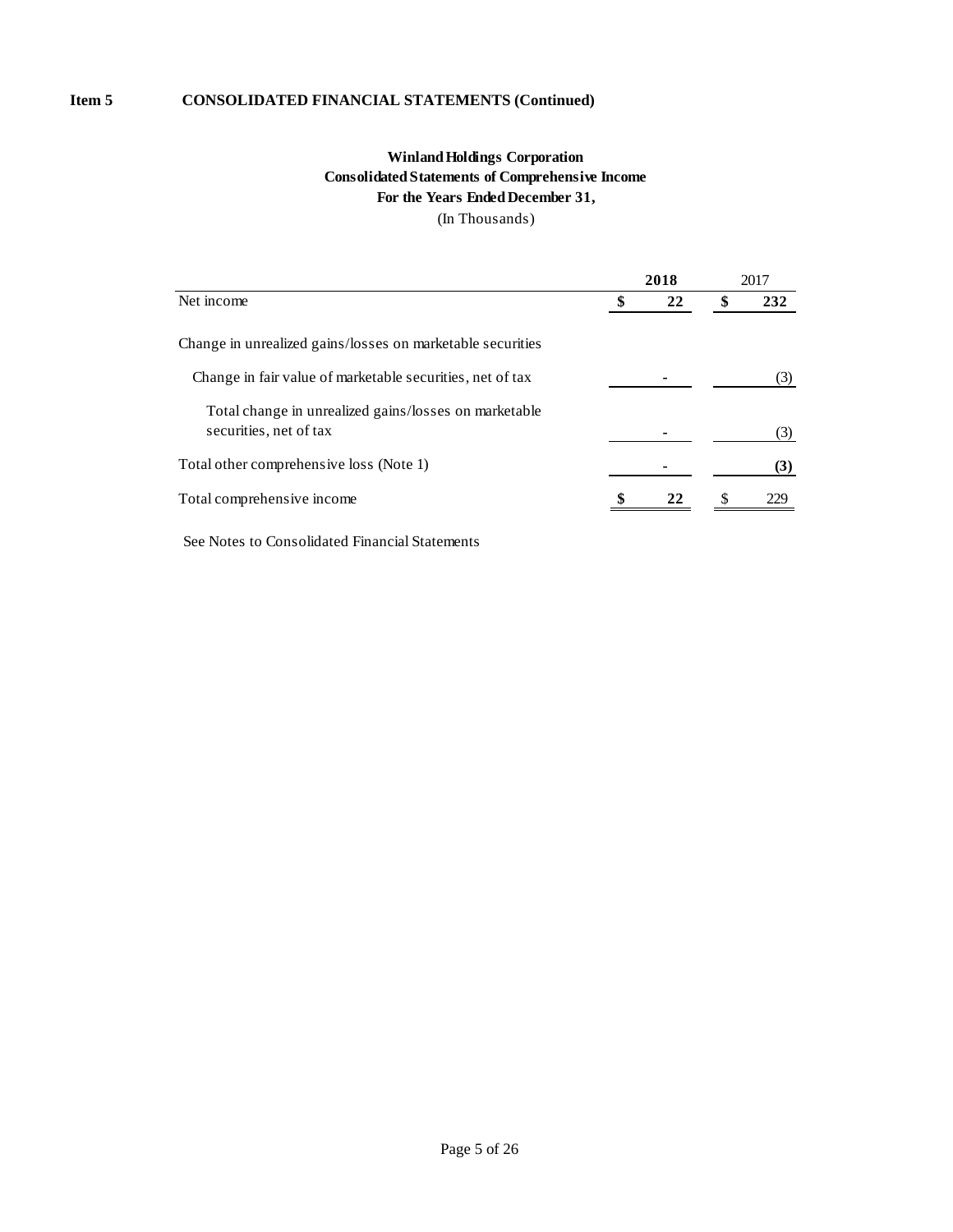**Item 5 CONSOLIDATED FINANCIAL STATEMENTS (Continued)**

**Winland Holdings Corporation**
**Consolidated Statements of Comprehensive Income**
**For the Years Ended December 31,**
(In Thousands)

| | **2018** | 2017 |
|---|---|---|
| Net income | **$ 22** | **$ 232** |
| Change in unrealized gains/losses on marketable securities | | |
| Change in fair value of marketable securities, net of tax | - | (3) |
| Total change in unrealized gains/losses on marketable securities, net of tax | - | (3) |
| Total other comprehensive loss (Note 1) | - | **(3)** |
| Total comprehensive income | **$ 22** | $ 229 |

See Notes to Consolidated Financial Statements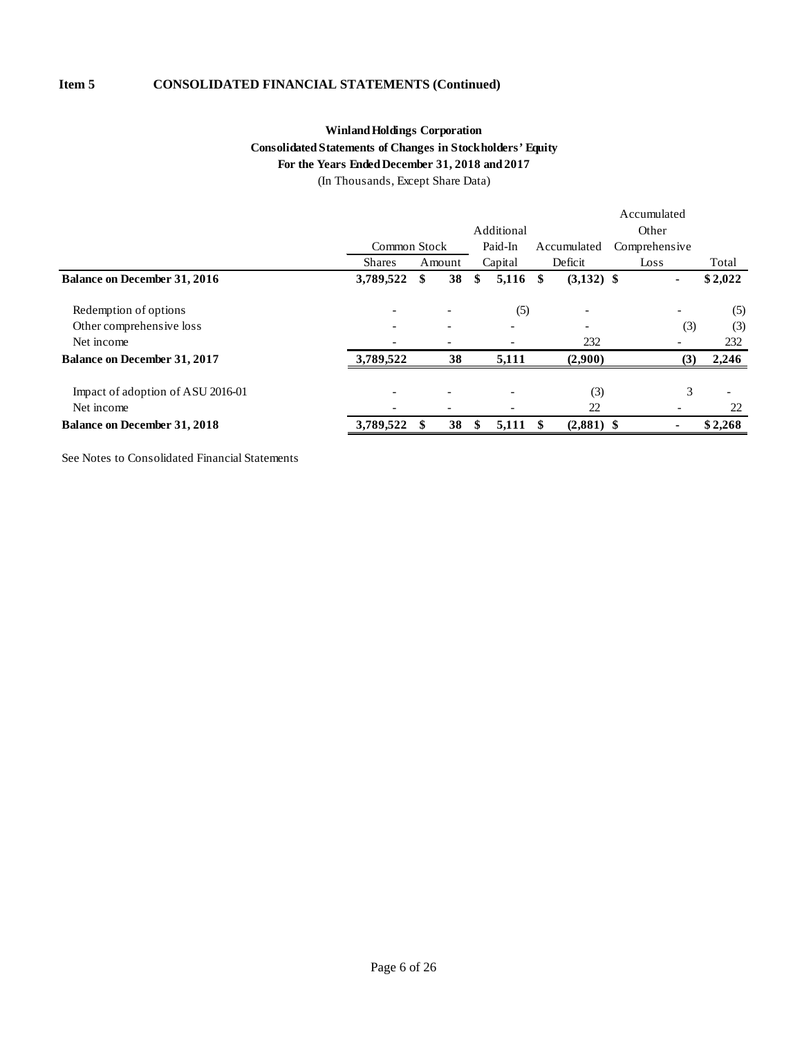**Item 5 CONSOLIDATED FINANCIAL STATEMENTS (Continued)**

**Winland Holdings Corporation**
**Consolidated Statements of Changes in Stockholders' Equity**
**For the Years Ended December 31, 2018 and 2017**
(In Thousands, Except Share Data)

| | Common Stock | | Additional Paid-In | Accumulated | Accumulated Other Comprehensive | |
|---|---|---|---|---|---|---|
| | Shares | Amount | Capital | Deficit | Loss | Total |
| **Balance on December 31, 2016** | **3,789,522** | **$ 38** | **$ 5,116** | **$ (3,132)** | **$ -** | **$ 2,022** |
| Redemption of options | - | - | (5) | - | - | (5) |
| Other comprehensive loss | - | - | - | - | (3) | (3) |
| Net income | - | - | - | 232 | - | 232 |
| **Balance on December 31, 2017** | **3,789,522** | **38** | **5,111** | **(2,900)** | **(3)** | **2,246** |
| Impact of adoption of ASU 2016-01 | - | - | - | (3) | 3 | - |
| Net income | - | - | - | 22 | - | 22 |
| **Balance on December 31, 2018** | **3,789,522** | **$ 38** | **$ 5,111** | **$ (2,881)** | **$ -** | **$ 2,268** |

See Notes to Consolidated Financial Statements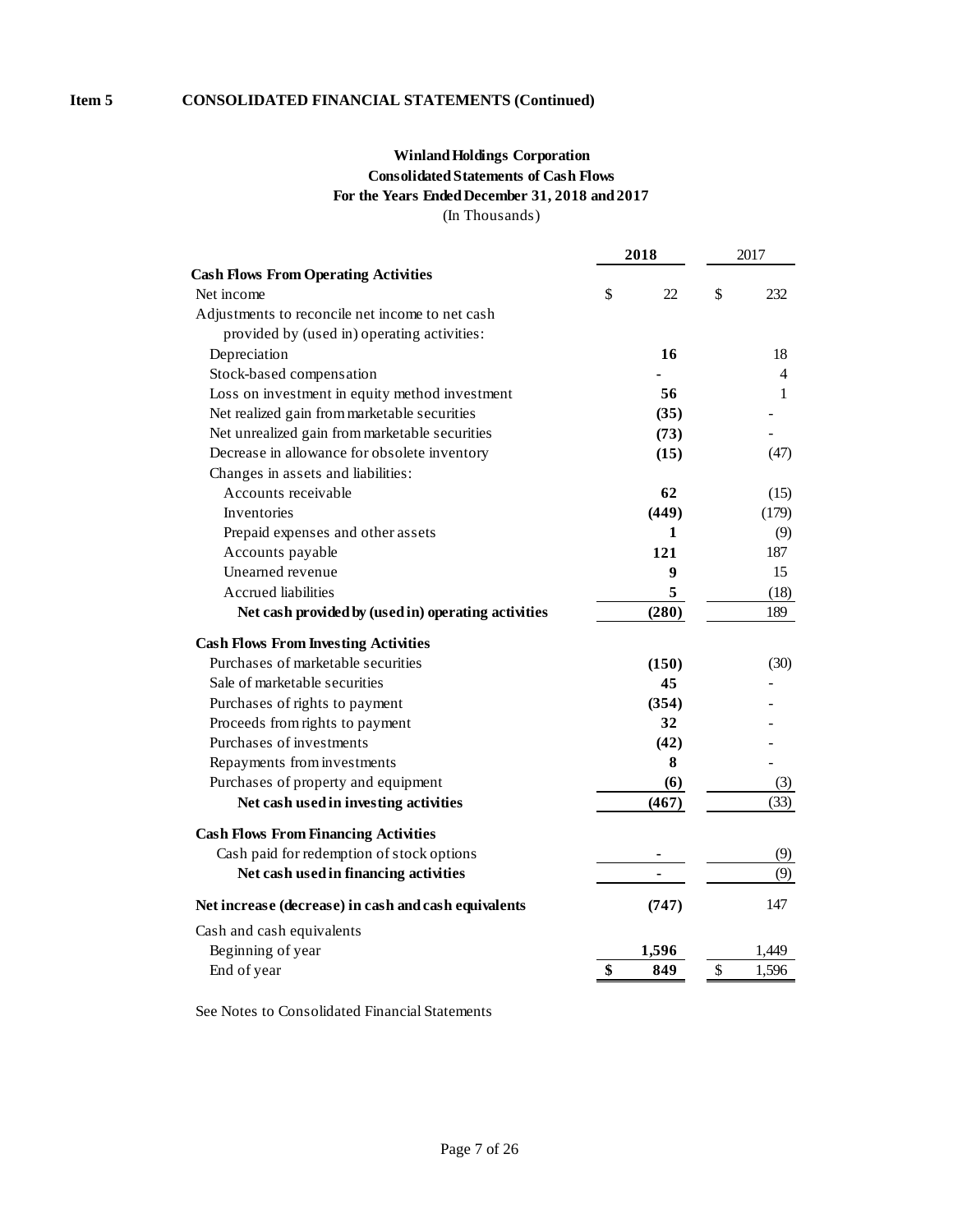**Item 5 CONSOLIDATED FINANCIAL STATEMENTS (Continued)**

**Winland Holdings Corporation**
**Consolidated Statements of Cash Flows**
**For the Years Ended December 31, 2018 and 2017**
(In Thousands)

| | 2018 | 2017 |
|---|---|---|
| **Cash Flows From Operating Activities** | | |
| Net income | $ 22 | $ 232 |
| Adjustments to reconcile net income to net cash provided by (used in) operating activities: | | |
| Depreciation | 16 | 18 |
| Stock-based compensation | - | 4 |
| Loss on investment in equity method investment | 56 | 1 |
| Net realized gain from marketable securities | (35) | - |
| Net unrealized gain from marketable securities | (73) | - |
| Decrease in allowance for obsolete inventory | (15) | (47) |
| Changes in assets and liabilities: | | |
| Accounts receivable | 62 | (15) |
| Inventories | (449) | (179) |
| Prepaid expenses and other assets | 1 | (9) |
| Accounts payable | 121 | 187 |
| Unearned revenue | 9 | 15 |
| Accrued liabilities | 5 | (18) |
| **Net cash provided by (used in) operating activities** | (280) | 189 |
| **Cash Flows From Investing Activities** | | |
| Purchases of marketable securities | (150) | (30) |
| Sale of marketable securities | 45 | - |
| Purchases of rights to payment | (354) | - |
| Proceeds from rights to payment | 32 | - |
| Purchases of investments | (42) | - |
| Repayments from investments | 8 | - |
| Purchases of property and equipment | (6) | (3) |
| **Net cash used in investing activities** | (467) | (33) |
| **Cash Flows From Financing Activities** | | |
| Cash paid for redemption of stock options | - | (9) |
| **Net cash used in financing activities** | - | (9) |
| **Net increase (decrease) in cash and cash equivalents** | (747) | 147 |
| Cash and cash equivalents | | |
| Beginning of year | 1,596 | 1,449 |
| End of year | $ 849 | $ 1,596 |

See Notes to Consolidated Financial Statements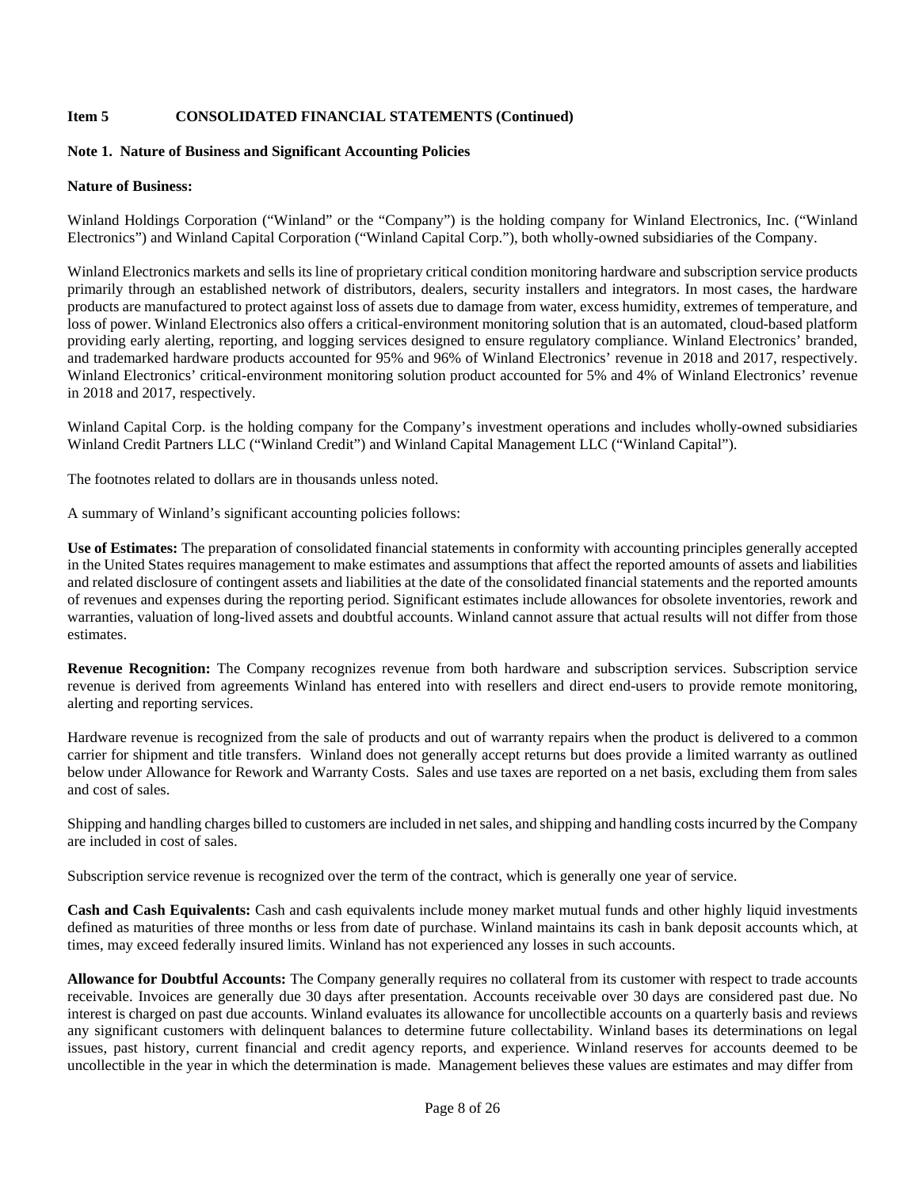**Item 5 CONSOLIDATED FINANCIAL STATEMENTS (Continued)**

**Note 1. Nature of Business and Significant Accounting Policies**

**Nature of Business:**

Winland Holdings Corporation ("Winland" or the "Company") is the holding company for Winland Electronics, Inc. ("Winland Electronics") and Winland Capital Corporation ("Winland Capital Corp."), both wholly-owned subsidiaries of the Company.

Winland Electronics markets and sells its line of proprietary critical condition monitoring hardware and subscription service products primarily through an established network of distributors, dealers, security installers and integrators. In most cases, the hardware products are manufactured to protect against loss of assets due to damage from water, excess humidity, extremes of temperature, and loss of power. Winland Electronics also offers a critical-environment monitoring solution that is an automated, cloud-based platform providing early alerting, reporting, and logging services designed to ensure regulatory compliance. Winland Electronics' branded, and trademarked hardware products accounted for 95% and 96% of Winland Electronics' revenue in 2018 and 2017, respectively. Winland Electronics' critical-environment monitoring solution product accounted for 5% and 4% of Winland Electronics' revenue in 2018 and 2017, respectively.

Winland Capital Corp. is the holding company for the Company's investment operations and includes wholly-owned subsidiaries Winland Credit Partners LLC ("Winland Credit") and Winland Capital Management LLC ("Winland Capital").

The footnotes related to dollars are in thousands unless noted.

A summary of Winland's significant accounting policies follows:

**Use of Estimates:** The preparation of consolidated financial statements in conformity with accounting principles generally accepted in the United States requires management to make estimates and assumptions that affect the reported amounts of assets and liabilities and related disclosure of contingent assets and liabilities at the date of the consolidated financial statements and the reported amounts of revenues and expenses during the reporting period. Significant estimates include allowances for obsolete inventories, rework and warranties, valuation of long-lived assets and doubtful accounts. Winland cannot assure that actual results will not differ from those estimates.

**Revenue Recognition:** The Company recognizes revenue from both hardware and subscription services. Subscription service revenue is derived from agreements Winland has entered into with resellers and direct end-users to provide remote monitoring, alerting and reporting services.

Hardware revenue is recognized from the sale of products and out of warranty repairs when the product is delivered to a common carrier for shipment and title transfers. Winland does not generally accept returns but does provide a limited warranty as outlined below under Allowance for Rework and Warranty Costs. Sales and use taxes are reported on a net basis, excluding them from sales and cost of sales.

Shipping and handling charges billed to customers are included in net sales, and shipping and handling costs incurred by the Company are included in cost of sales.

Subscription service revenue is recognized over the term of the contract, which is generally one year of service.

**Cash and Cash Equivalents:** Cash and cash equivalents include money market mutual funds and other highly liquid investments defined as maturities of three months or less from date of purchase. Winland maintains its cash in bank deposit accounts which, at times, may exceed federally insured limits. Winland has not experienced any losses in such accounts.

**Allowance for Doubtful Accounts:** The Company generally requires no collateral from its customer with respect to trade accounts receivable. Invoices are generally due 30 days after presentation. Accounts receivable over 30 days are considered past due. No interest is charged on past due accounts. Winland evaluates its allowance for uncollectible accounts on a quarterly basis and reviews any significant customers with delinquent balances to determine future collectability. Winland bases its determinations on legal issues, past history, current financial and credit agency reports, and experience. Winland reserves for accounts deemed to be uncollectible in the year in which the determination is made. Management believes these values are estimates and may differ from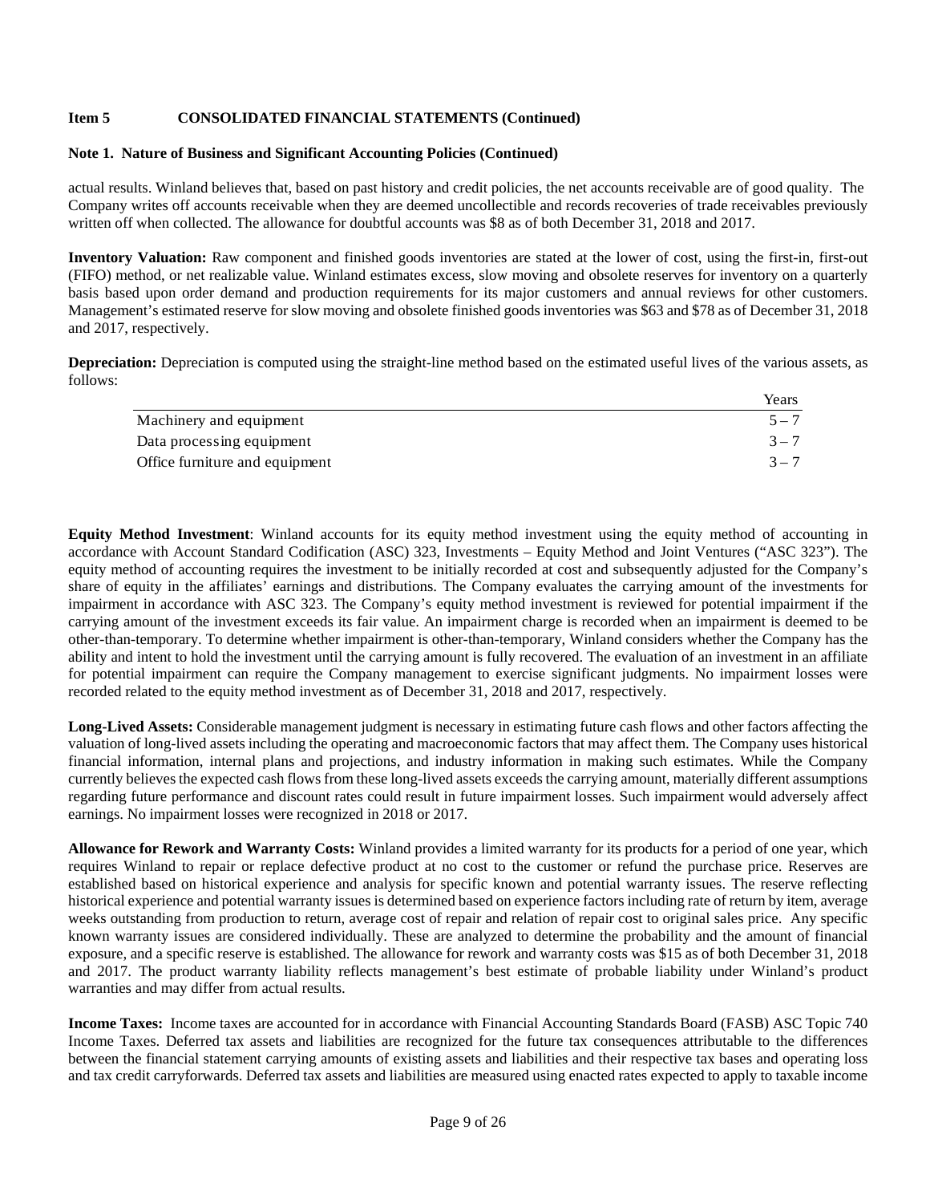**Item 5 CONSOLIDATED FINANCIAL STATEMENTS (Continued)**

**Note 1. Nature of Business and Significant Accounting Policies (Continued)**

actual results. Winland believes that, based on past history and credit policies, the net accounts receivable are of good quality. The Company writes off accounts receivable when they are deemed uncollectible and records recoveries of trade receivables previously written off when collected. The allowance for doubtful accounts was $8 as of both December 31, 2018 and 2017.

**Inventory Valuation:** Raw component and finished goods inventories are stated at the lower of cost, using the first-in, first-out (FIFO) method, or net realizable value. Winland estimates excess, slow moving and obsolete reserves for inventory on a quarterly basis based upon order demand and production requirements for its major customers and annual reviews for other customers. Management's estimated reserve for slow moving and obsolete finished goods inventories was $63 and $78 as of December 31, 2018 and 2017, respectively.

**Depreciation:** Depreciation is computed using the straight-line method based on the estimated useful lives of the various assets, as follows:

| | Years |
|---|---|
| Machinery and equipment | 5 – 7 |
| Data processing equipment | 3 – 7 |
| Office furniture and equipment | 3 – 7 |

**Equity Method Investment**: Winland accounts for its equity method investment using the equity method of accounting in accordance with Account Standard Codification (ASC) 323, Investments – Equity Method and Joint Ventures ("ASC 323"). The equity method of accounting requires the investment to be initially recorded at cost and subsequently adjusted for the Company's share of equity in the affiliates' earnings and distributions. The Company evaluates the carrying amount of the investments for impairment in accordance with ASC 323. The Company's equity method investment is reviewed for potential impairment if the carrying amount of the investment exceeds its fair value. An impairment charge is recorded when an impairment is deemed to be other-than-temporary. To determine whether impairment is other-than-temporary, Winland considers whether the Company has the ability and intent to hold the investment until the carrying amount is fully recovered. The evaluation of an investment in an affiliate for potential impairment can require the Company management to exercise significant judgments. No impairment losses were recorded related to the equity method investment as of December 31, 2018 and 2017, respectively.

**Long-Lived Assets:** Considerable management judgment is necessary in estimating future cash flows and other factors affecting the valuation of long-lived assets including the operating and macroeconomic factors that may affect them. The Company uses historical financial information, internal plans and projections, and industry information in making such estimates. While the Company currently believes the expected cash flows from these long-lived assets exceeds the carrying amount, materially different assumptions regarding future performance and discount rates could result in future impairment losses. Such impairment would adversely affect earnings. No impairment losses were recognized in 2018 or 2017.

**Allowance for Rework and Warranty Costs:** Winland provides a limited warranty for its products for a period of one year, which requires Winland to repair or replace defective product at no cost to the customer or refund the purchase price. Reserves are established based on historical experience and analysis for specific known and potential warranty issues. The reserve reflecting historical experience and potential warranty issues is determined based on experience factors including rate of return by item, average weeks outstanding from production to return, average cost of repair and relation of repair cost to original sales price. Any specific known warranty issues are considered individually. These are analyzed to determine the probability and the amount of financial exposure, and a specific reserve is established. The allowance for rework and warranty costs was $15 as of both December 31, 2018 and 2017. The product warranty liability reflects management's best estimate of probable liability under Winland's product warranties and may differ from actual results.

**Income Taxes:** Income taxes are accounted for in accordance with Financial Accounting Standards Board (FASB) ASC Topic 740 Income Taxes. Deferred tax assets and liabilities are recognized for the future tax consequences attributable to the differences between the financial statement carrying amounts of existing assets and liabilities and their respective tax bases and operating loss and tax credit carryforwards. Deferred tax assets and liabilities are measured using enacted rates expected to apply to taxable income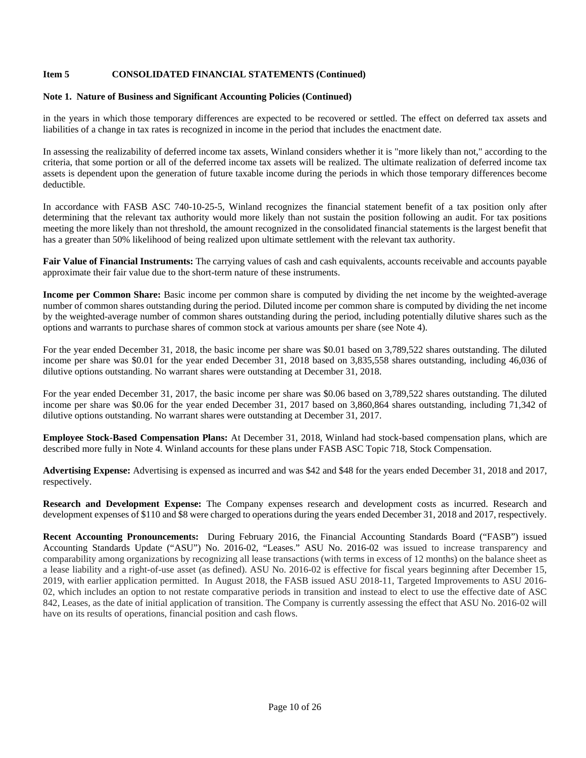**Item 5 CONSOLIDATED FINANCIAL STATEMENTS (Continued)**

**Note 1. Nature of Business and Significant Accounting Policies (Continued)**

in the years in which those temporary differences are expected to be recovered or settled. The effect on deferred tax assets and liabilities of a change in tax rates is recognized in income in the period that includes the enactment date.

In assessing the realizability of deferred income tax assets, Winland considers whether it is "more likely than not," according to the criteria, that some portion or all of the deferred income tax assets will be realized. The ultimate realization of deferred income tax assets is dependent upon the generation of future taxable income during the periods in which those temporary differences become deductible.

In accordance with FASB ASC 740-10-25-5, Winland recognizes the financial statement benefit of a tax position only after determining that the relevant tax authority would more likely than not sustain the position following an audit. For tax positions meeting the more likely than not threshold, the amount recognized in the consolidated financial statements is the largest benefit that has a greater than 50% likelihood of being realized upon ultimate settlement with the relevant tax authority.

**Fair Value of Financial Instruments:** The carrying values of cash and cash equivalents, accounts receivable and accounts payable approximate their fair value due to the short-term nature of these instruments.

**Income per Common Share:** Basic income per common share is computed by dividing the net income by the weighted-average number of common shares outstanding during the period. Diluted income per common share is computed by dividing the net income by the weighted-average number of common shares outstanding during the period, including potentially dilutive shares such as the options and warrants to purchase shares of common stock at various amounts per share (see Note 4).

For the year ended December 31, 2018, the basic income per share was $0.01 based on 3,789,522 shares outstanding. The diluted income per share was $0.01 for the year ended December 31, 2018 based on 3,835,558 shares outstanding, including 46,036 of dilutive options outstanding. No warrant shares were outstanding at December 31, 2018.

For the year ended December 31, 2017, the basic income per share was $0.06 based on 3,789,522 shares outstanding. The diluted income per share was $0.06 for the year ended December 31, 2017 based on 3,860,864 shares outstanding, including 71,342 of dilutive options outstanding. No warrant shares were outstanding at December 31, 2017.

**Employee Stock-Based Compensation Plans:** At December 31, 2018, Winland had stock-based compensation plans, which are described more fully in Note 4. Winland accounts for these plans under FASB ASC Topic 718, Stock Compensation.

**Advertising Expense:** Advertising is expensed as incurred and was $42 and $48 for the years ended December 31, 2018 and 2017, respectively.

**Research and Development Expense:** The Company expenses research and development costs as incurred. Research and development expenses of $110 and $8 were charged to operations during the years ended December 31, 2018 and 2017, respectively.

**Recent Accounting Pronouncements:** During February 2016, the Financial Accounting Standards Board ("FASB") issued Accounting Standards Update ("ASU") No. 2016-02, "Leases." ASU No. 2016-02 was issued to increase transparency and comparability among organizations by recognizing all lease transactions (with terms in excess of 12 months) on the balance sheet as a lease liability and a right-of-use asset (as defined). ASU No. 2016-02 is effective for fiscal years beginning after December 15, 2019, with earlier application permitted. In August 2018, the FASB issued ASU 2018-11, Targeted Improvements to ASU 2016-02, which includes an option to not restate comparative periods in transition and instead to elect to use the effective date of ASC 842, Leases, as the date of initial application of transition. The Company is currently assessing the effect that ASU No. 2016-02 will have on its results of operations, financial position and cash flows.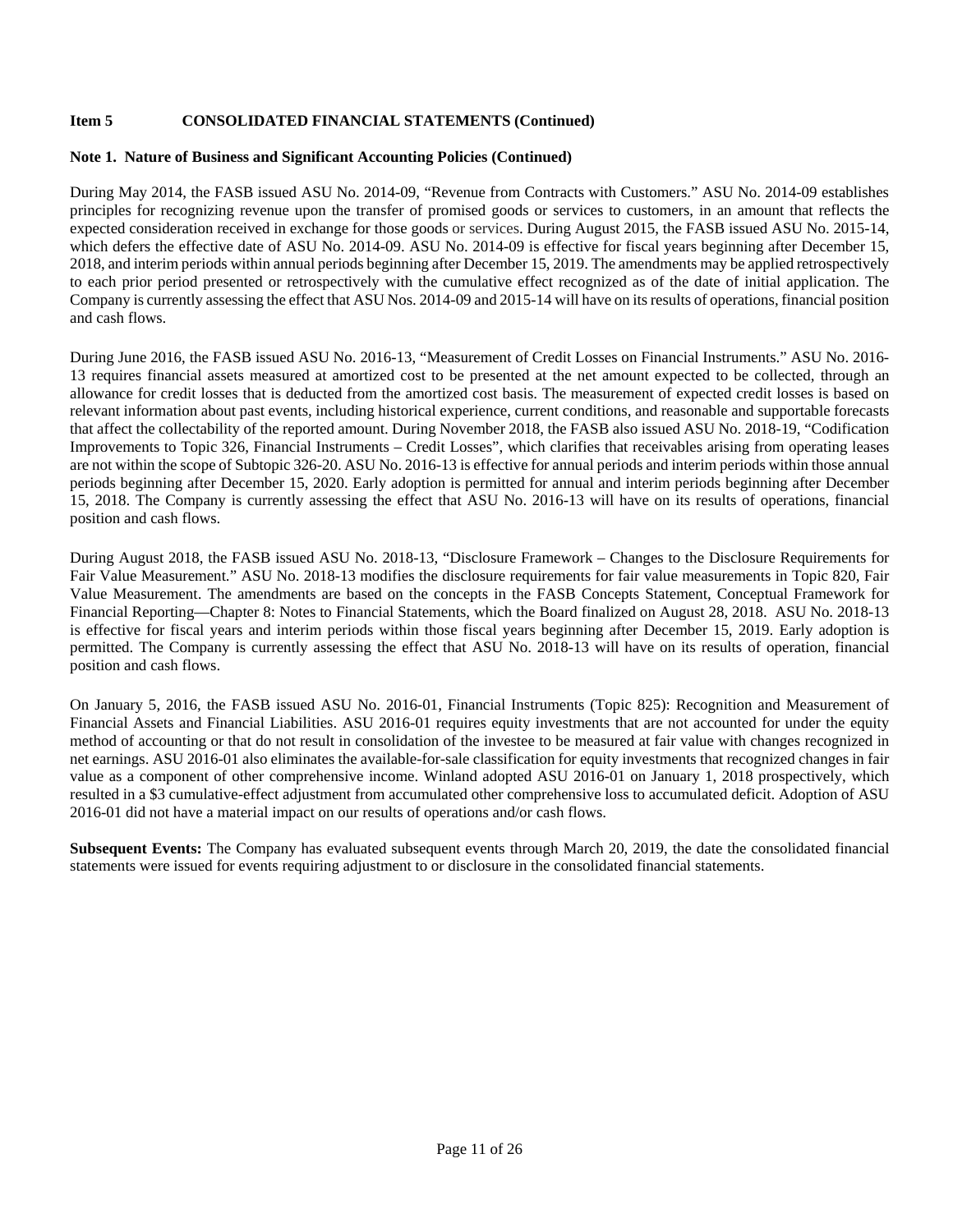**Item 5 CONSOLIDATED FINANCIAL STATEMENTS (Continued)**

**Note 1. Nature of Business and Significant Accounting Policies (Continued)**

During May 2014, the FASB issued ASU No. 2014-09, "Revenue from Contracts with Customers." ASU No. 2014-09 establishes principles for recognizing revenue upon the transfer of promised goods or services to customers, in an amount that reflects the expected consideration received in exchange for those goods or services. During August 2015, the FASB issued ASU No. 2015-14, which defers the effective date of ASU No. 2014-09. ASU No. 2014-09 is effective for fiscal years beginning after December 15, 2018, and interim periods within annual periods beginning after December 15, 2019. The amendments may be applied retrospectively to each prior period presented or retrospectively with the cumulative effect recognized as of the date of initial application. The Company is currently assessing the effect that ASU Nos. 2014-09 and 2015-14 will have on its results of operations, financial position and cash flows.

During June 2016, the FASB issued ASU No. 2016-13, "Measurement of Credit Losses on Financial Instruments." ASU No. 2016-13 requires financial assets measured at amortized cost to be presented at the net amount expected to be collected, through an allowance for credit losses that is deducted from the amortized cost basis. The measurement of expected credit losses is based on relevant information about past events, including historical experience, current conditions, and reasonable and supportable forecasts that affect the collectability of the reported amount. During November 2018, the FASB also issued ASU No. 2018-19, "Codification Improvements to Topic 326, Financial Instruments – Credit Losses", which clarifies that receivables arising from operating leases are not within the scope of Subtopic 326-20. ASU No. 2016-13 is effective for annual periods and interim periods within those annual periods beginning after December 15, 2020. Early adoption is permitted for annual and interim periods beginning after December 15, 2018. The Company is currently assessing the effect that ASU No. 2016-13 will have on its results of operations, financial position and cash flows.

During August 2018, the FASB issued ASU No. 2018-13, "Disclosure Framework – Changes to the Disclosure Requirements for Fair Value Measurement." ASU No. 2018-13 modifies the disclosure requirements for fair value measurements in Topic 820, Fair Value Measurement. The amendments are based on the concepts in the FASB Concepts Statement, Conceptual Framework for Financial Reporting—Chapter 8: Notes to Financial Statements, which the Board finalized on August 28, 2018. ASU No. 2018-13 is effective for fiscal years and interim periods within those fiscal years beginning after December 15, 2019. Early adoption is permitted. The Company is currently assessing the effect that ASU No. 2018-13 will have on its results of operation, financial position and cash flows.

On January 5, 2016, the FASB issued ASU No. 2016-01, Financial Instruments (Topic 825): Recognition and Measurement of Financial Assets and Financial Liabilities. ASU 2016-01 requires equity investments that are not accounted for under the equity method of accounting or that do not result in consolidation of the investee to be measured at fair value with changes recognized in net earnings. ASU 2016-01 also eliminates the available-for-sale classification for equity investments that recognized changes in fair value as a component of other comprehensive income. Winland adopted ASU 2016-01 on January 1, 2018 prospectively, which resulted in a $3 cumulative-effect adjustment from accumulated other comprehensive loss to accumulated deficit. Adoption of ASU 2016-01 did not have a material impact on our results of operations and/or cash flows.

**Subsequent Events:** The Company has evaluated subsequent events through March 20, 2019, the date the consolidated financial statements were issued for events requiring adjustment to or disclosure in the consolidated financial statements.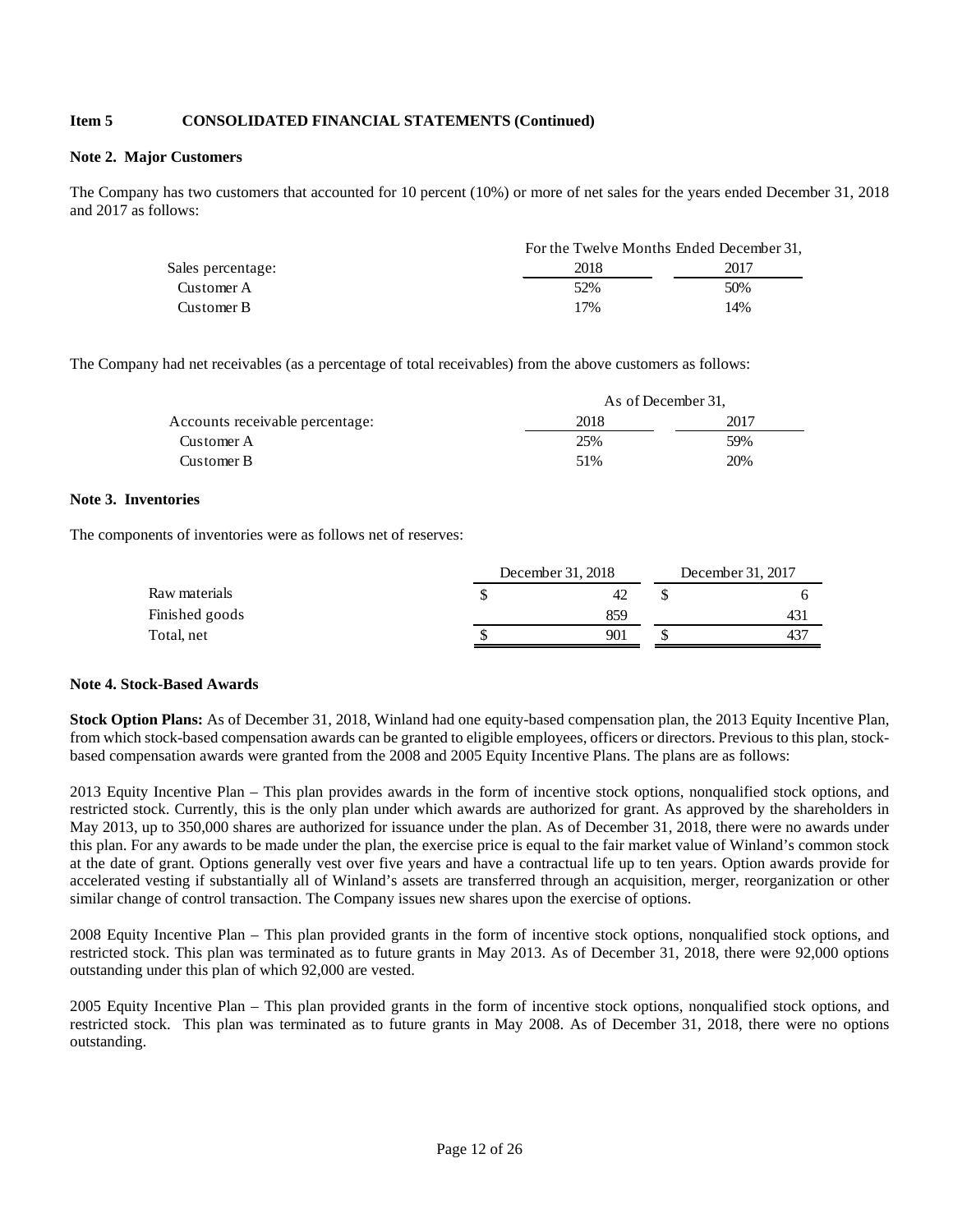## Item 5 CONSOLIDATED FINANCIAL STATEMENTS (Continued)

### Note 2. Major Customers

The Company has two customers that accounted for 10 percent (10%) or more of net sales for the years ended December 31, 2018 and 2017 as follows:

| | For the Twelve Months Ended December 31, | |
|---|---|---|
| Sales percentage: | 2018 | 2017 |
| Customer A | 52% | 50% |
| Customer B | 17% | 14% |

The Company had net receivables (as a percentage of total receivables) from the above customers as follows:

| | As of December 31, | |
|---|---|---|
| Accounts receivable percentage: | 2018 | 2017 |
| Customer A | 25% | 59% |
| Customer B | 51% | 20% |

### Note 3. Inventories

The components of inventories were as follows net of reserves:

| | December 31, 2018 | December 31, 2017 |
|---|---|---|
| Raw materials | $ 42 | $ 6 |
| Finished goods | 859 | 431 |
| Total, net | $ 901 | $ 437 |

### Note 4. Stock-Based Awards

**Stock Option Plans:** As of December 31, 2018, Winland had one equity-based compensation plan, the 2013 Equity Incentive Plan, from which stock-based compensation awards can be granted to eligible employees, officers or directors. Previous to this plan, stock-based compensation awards were granted from the 2008 and 2005 Equity Incentive Plans. The plans are as follows:

2013 Equity Incentive Plan – This plan provides awards in the form of incentive stock options, nonqualified stock options, and restricted stock. Currently, this is the only plan under which awards are authorized for grant. As approved by the shareholders in May 2013, up to 350,000 shares are authorized for issuance under the plan. As of December 31, 2018, there were no awards under this plan. For any awards to be made under the plan, the exercise price is equal to the fair market value of Winland's common stock at the date of grant. Options generally vest over five years and have a contractual life up to ten years. Option awards provide for accelerated vesting if substantially all of Winland's assets are transferred through an acquisition, merger, reorganization or other similar change of control transaction. The Company issues new shares upon the exercise of options.

2008 Equity Incentive Plan – This plan provided grants in the form of incentive stock options, nonqualified stock options, and restricted stock. This plan was terminated as to future grants in May 2013. As of December 31, 2018, there were 92,000 options outstanding under this plan of which 92,000 are vested.

2005 Equity Incentive Plan – This plan provided grants in the form of incentive stock options, nonqualified stock options, and restricted stock. This plan was terminated as to future grants in May 2008. As of December 31, 2018, there were no options outstanding.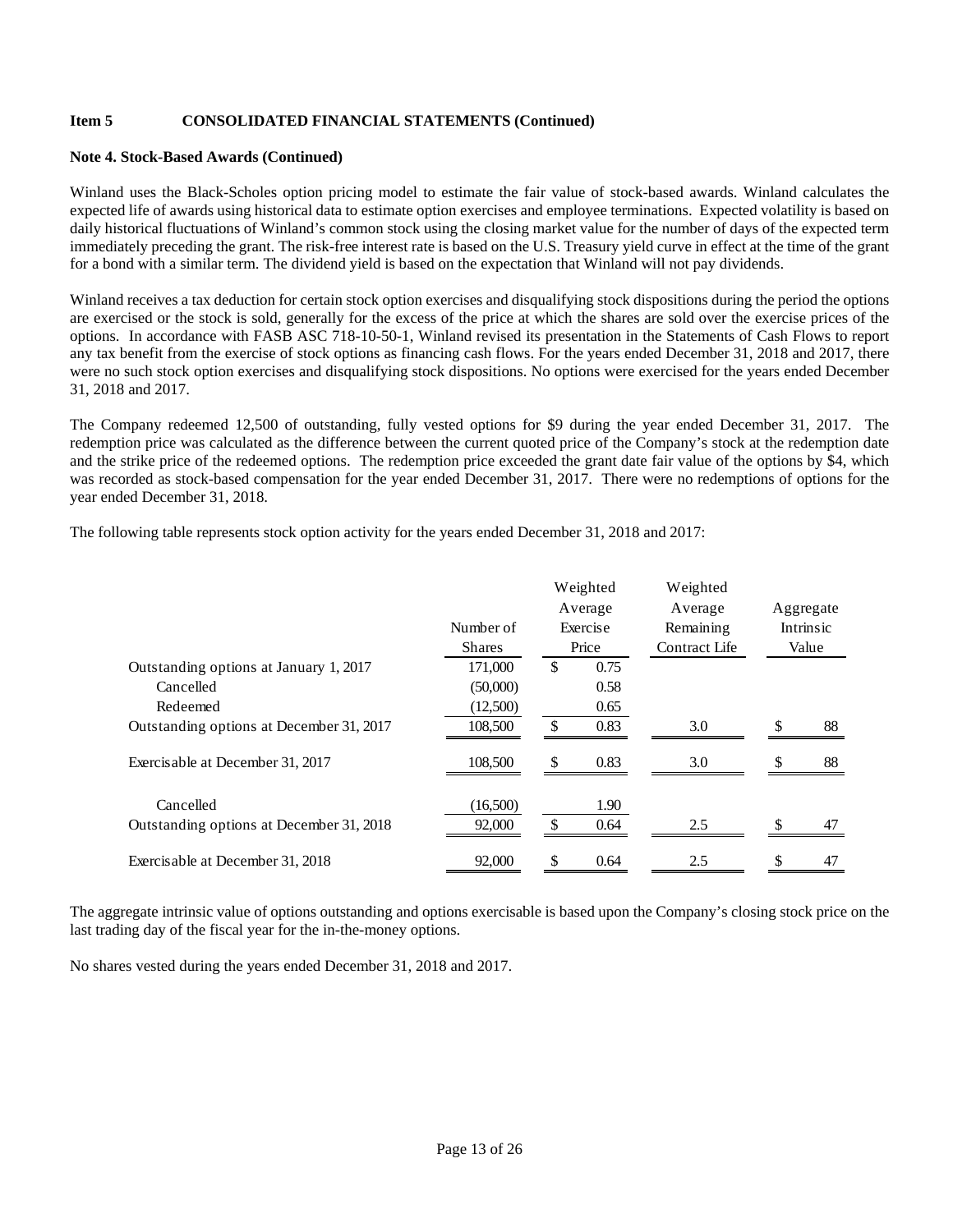**Item 5 CONSOLIDATED FINANCIAL STATEMENTS (Continued)**

**Note 4. Stock-Based Awards (Continued)**

Winland uses the Black-Scholes option pricing model to estimate the fair value of stock-based awards. Winland calculates the expected life of awards using historical data to estimate option exercises and employee terminations. Expected volatility is based on daily historical fluctuations of Winland's common stock using the closing market value for the number of days of the expected term immediately preceding the grant. The risk-free interest rate is based on the U.S. Treasury yield curve in effect at the time of the grant for a bond with a similar term. The dividend yield is based on the expectation that Winland will not pay dividends.

Winland receives a tax deduction for certain stock option exercises and disqualifying stock dispositions during the period the options are exercised or the stock is sold, generally for the excess of the price at which the shares are sold over the exercise prices of the options. In accordance with FASB ASC 718-10-50-1, Winland revised its presentation in the Statements of Cash Flows to report any tax benefit from the exercise of stock options as financing cash flows. For the years ended December 31, 2018 and 2017, there were no such stock option exercises and disqualifying stock dispositions. No options were exercised for the years ended December 31, 2018 and 2017.

The Company redeemed 12,500 of outstanding, fully vested options for $9 during the year ended December 31, 2017. The redemption price was calculated as the difference between the current quoted price of the Company's stock at the redemption date and the strike price of the redeemed options. The redemption price exceeded the grant date fair value of the options by $4, which was recorded as stock-based compensation for the year ended December 31, 2017. There were no redemptions of options for the year ended December 31, 2018.

The following table represents stock option activity for the years ended December 31, 2018 and 2017:

| | Number of Shares | Weighted Average Exercise Price | Weighted Average Remaining Contract Life | Aggregate Intrinsic Value |
|---|---|---|---|---|
| Outstanding options at January 1, 2017 | 171,000 | $ 0.75 | | |
| Cancelled | (50,000) | 0.58 | | |
| Redeemed | (12,500) | 0.65 | | |
| Outstanding options at December 31, 2017 | 108,500 | $ 0.83 | 3.0 | $ 88 |
| Exercisable at December 31, 2017 | 108,500 | $ 0.83 | 3.0 | $ 88 |
| Cancelled | (16,500) | 1.90 | | |
| Outstanding options at December 31, 2018 | 92,000 | $ 0.64 | 2.5 | $ 47 |
| Exercisable at December 31, 2018 | 92,000 | $ 0.64 | 2.5 | $ 47 |

The aggregate intrinsic value of options outstanding and options exercisable is based upon the Company's closing stock price on the last trading day of the fiscal year for the in-the-money options.

No shares vested during the years ended December 31, 2018 and 2017.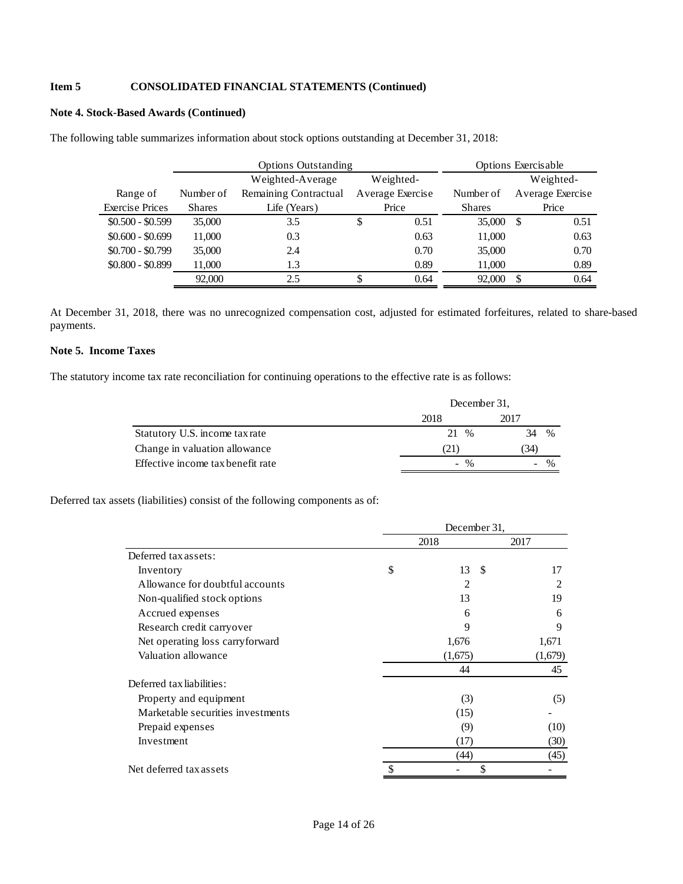**Item 5 CONSOLIDATED FINANCIAL STATEMENTS (Continued)**

**Note 4. Stock-Based Awards (Continued)**

The following table summarizes information about stock options outstanding at December 31, 2018:

| | Options Outstanding | | | Options Exercisable | |
|---|---|---|---|---|---|
| Range of Exercise Prices | Number of Shares | Weighted-Average Remaining Contractual Life (Years) | Weighted-Average Exercise Price | Number of Shares | Weighted-Average Exercise Price |
| $0.500 - $0.599 | 35,000 | 3.5 | $ 0.51 | 35,000 | $ 0.51 |
| $0.600 - $0.699 | 11,000 | 0.3 | 0.63 | 11,000 | 0.63 |
| $0.700 - $0.799 | 35,000 | 2.4 | 0.70 | 35,000 | 0.70 |
| $0.800 - $0.899 | 11,000 | 1.3 | 0.89 | 11,000 | 0.89 |
| | 92,000 | 2.5 | $ 0.64 | 92,000 | $ 0.64 |

At December 31, 2018, there was no unrecognized compensation cost, adjusted for estimated forfeitures, related to share-based payments.

**Note 5. Income Taxes**

The statutory income tax rate reconciliation for continuing operations to the effective rate is as follows:

| | December 31, | |
|---|---|---|
| | 2018 | 2017 |
| Statutory U.S. income tax rate | 21 % | 34 % |
| Change in valuation allowance | (21) | (34) |
| Effective income tax benefit rate | - % | - % |

Deferred tax assets (liabilities) consist of the following components as of:

| | December 31, | |
|---|---|---|
| | 2018 | 2017 |
| Deferred tax assets: | | |
| Inventory | $ 13 | $ 17 |
| Allowance for doubtful accounts | 2 | 2 |
| Non-qualified stock options | 13 | 19 |
| Accrued expenses | 6 | 6 |
| Research credit carryover | 9 | 9 |
| Net operating loss carryforward | 1,676 | 1,671 |
| Valuation allowance | (1,675) | (1,679) |
| | 44 | 45 |
| Deferred tax liabilities: | | |
| Property and equipment | (3) | (5) |
| Marketable securities investments | (15) | - |
| Prepaid expenses | (9) | (10) |
| Investment | (17) | (30) |
| | (44) | (45) |
| Net deferred tax assets | $ - | $ - |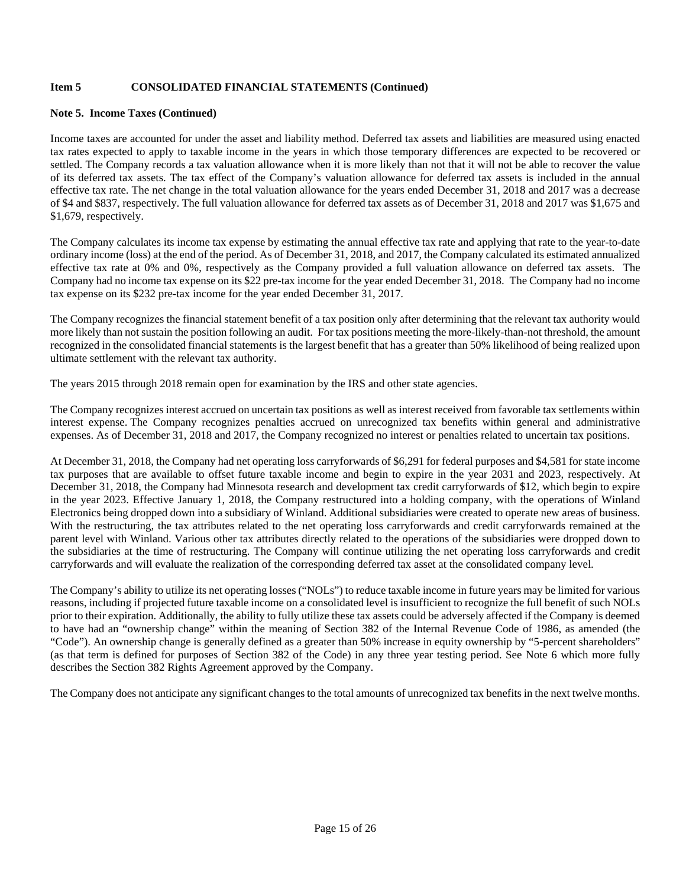**Item 5 CONSOLIDATED FINANCIAL STATEMENTS (Continued)**

**Note 5. Income Taxes (Continued)**

Income taxes are accounted for under the asset and liability method. Deferred tax assets and liabilities are measured using enacted tax rates expected to apply to taxable income in the years in which those temporary differences are expected to be recovered or settled. The Company records a tax valuation allowance when it is more likely than not that it will not be able to recover the value of its deferred tax assets. The tax effect of the Company's valuation allowance for deferred tax assets is included in the annual effective tax rate. The net change in the total valuation allowance for the years ended December 31, 2018 and 2017 was a decrease of $4 and $837, respectively. The full valuation allowance for deferred tax assets as of December 31, 2018 and 2017 was $1,675 and $1,679, respectively.

The Company calculates its income tax expense by estimating the annual effective tax rate and applying that rate to the year-to-date ordinary income (loss) at the end of the period. As of December 31, 2018, and 2017, the Company calculated its estimated annualized effective tax rate at 0% and 0%, respectively as the Company provided a full valuation allowance on deferred tax assets. The Company had no income tax expense on its $22 pre-tax income for the year ended December 31, 2018. The Company had no income tax expense on its $232 pre-tax income for the year ended December 31, 2017.

The Company recognizes the financial statement benefit of a tax position only after determining that the relevant tax authority would more likely than not sustain the position following an audit. For tax positions meeting the more-likely-than-not threshold, the amount recognized in the consolidated financial statements is the largest benefit that has a greater than 50% likelihood of being realized upon ultimate settlement with the relevant tax authority.

The years 2015 through 2018 remain open for examination by the IRS and other state agencies.

The Company recognizes interest accrued on uncertain tax positions as well as interest received from favorable tax settlements within interest expense. The Company recognizes penalties accrued on unrecognized tax benefits within general and administrative expenses. As of December 31, 2018 and 2017, the Company recognized no interest or penalties related to uncertain tax positions.

At December 31, 2018, the Company had net operating loss carryforwards of $6,291 for federal purposes and $4,581 for state income tax purposes that are available to offset future taxable income and begin to expire in the year 2031 and 2023, respectively. At December 31, 2018, the Company had Minnesota research and development tax credit carryforwards of $12, which begin to expire in the year 2023. Effective January 1, 2018, the Company restructured into a holding company, with the operations of Winland Electronics being dropped down into a subsidiary of Winland. Additional subsidiaries were created to operate new areas of business. With the restructuring, the tax attributes related to the net operating loss carryforwards and credit carryforwards remained at the parent level with Winland. Various other tax attributes directly related to the operations of the subsidiaries were dropped down to the subsidiaries at the time of restructuring. The Company will continue utilizing the net operating loss carryforwards and credit carryforwards and will evaluate the realization of the corresponding deferred tax asset at the consolidated company level.

The Company's ability to utilize its net operating losses ("NOLs") to reduce taxable income in future years may be limited for various reasons, including if projected future taxable income on a consolidated level is insufficient to recognize the full benefit of such NOLs prior to their expiration. Additionally, the ability to fully utilize these tax assets could be adversely affected if the Company is deemed to have had an "ownership change" within the meaning of Section 382 of the Internal Revenue Code of 1986, as amended (the "Code"). An ownership change is generally defined as a greater than 50% increase in equity ownership by "5-percent shareholders" (as that term is defined for purposes of Section 382 of the Code) in any three year testing period. See Note 6 which more fully describes the Section 382 Rights Agreement approved by the Company.

The Company does not anticipate any significant changes to the total amounts of unrecognized tax benefits in the next twelve months.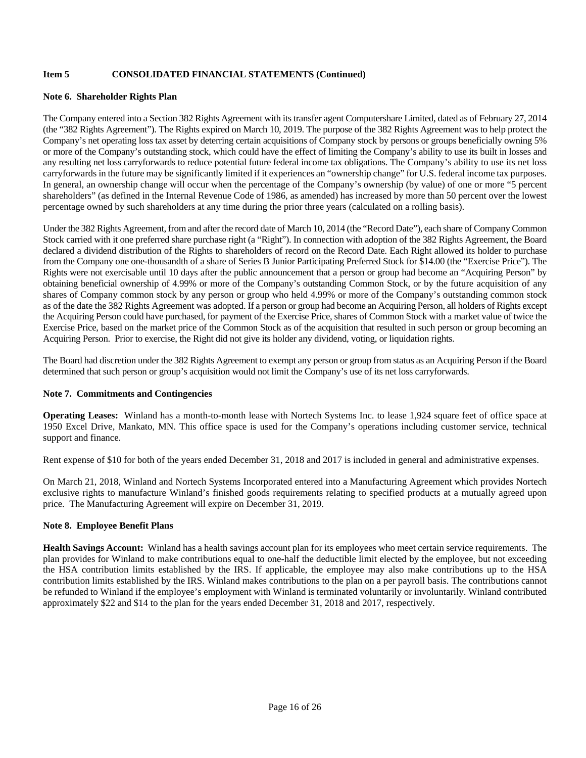**Item 5 CONSOLIDATED FINANCIAL STATEMENTS (Continued)**

**Note 6. Shareholder Rights Plan**

The Company entered into a Section 382 Rights Agreement with its transfer agent Computershare Limited, dated as of February 27, 2014 (the "382 Rights Agreement"). The Rights expired on March 10, 2019. The purpose of the 382 Rights Agreement was to help protect the Company's net operating loss tax asset by deterring certain acquisitions of Company stock by persons or groups beneficially owning 5% or more of the Company's outstanding stock, which could have the effect of limiting the Company's ability to use its built in losses and any resulting net loss carryforwards to reduce potential future federal income tax obligations. The Company's ability to use its net loss carryforwards in the future may be significantly limited if it experiences an "ownership change" for U.S. federal income tax purposes. In general, an ownership change will occur when the percentage of the Company's ownership (by value) of one or more "5 percent shareholders" (as defined in the Internal Revenue Code of 1986, as amended) has increased by more than 50 percent over the lowest percentage owned by such shareholders at any time during the prior three years (calculated on a rolling basis).

Under the 382 Rights Agreement, from and after the record date of March 10, 2014 (the "Record Date"), each share of Company Common Stock carried with it one preferred share purchase right (a "Right"). In connection with adoption of the 382 Rights Agreement, the Board declared a dividend distribution of the Rights to shareholders of record on the Record Date. Each Right allowed its holder to purchase from the Company one one-thousandth of a share of Series B Junior Participating Preferred Stock for $14.00 (the "Exercise Price"). The Rights were not exercisable until 10 days after the public announcement that a person or group had become an "Acquiring Person" by obtaining beneficial ownership of 4.99% or more of the Company's outstanding Common Stock, or by the future acquisition of any shares of Company common stock by any person or group who held 4.99% or more of the Company's outstanding common stock as of the date the 382 Rights Agreement was adopted. If a person or group had become an Acquiring Person, all holders of Rights except the Acquiring Person could have purchased, for payment of the Exercise Price, shares of Common Stock with a market value of twice the Exercise Price, based on the market price of the Common Stock as of the acquisition that resulted in such person or group becoming an Acquiring Person. Prior to exercise, the Right did not give its holder any dividend, voting, or liquidation rights.

The Board had discretion under the 382 Rights Agreement to exempt any person or group from status as an Acquiring Person if the Board determined that such person or group's acquisition would not limit the Company's use of its net loss carryforwards.

**Note 7. Commitments and Contingencies**

**Operating Leases:** Winland has a month-to-month lease with Nortech Systems Inc. to lease 1,924 square feet of office space at 1950 Excel Drive, Mankato, MN. This office space is used for the Company's operations including customer service, technical support and finance.

Rent expense of $10 for both of the years ended December 31, 2018 and 2017 is included in general and administrative expenses.

On March 21, 2018, Winland and Nortech Systems Incorporated entered into a Manufacturing Agreement which provides Nortech exclusive rights to manufacture Winland's finished goods requirements relating to specified products at a mutually agreed upon price. The Manufacturing Agreement will expire on December 31, 2019.

**Note 8. Employee Benefit Plans**

**Health Savings Account:** Winland has a health savings account plan for its employees who meet certain service requirements. The plan provides for Winland to make contributions equal to one-half the deductible limit elected by the employee, but not exceeding the HSA contribution limits established by the IRS. If applicable, the employee may also make contributions up to the HSA contribution limits established by the IRS. Winland makes contributions to the plan on a per payroll basis. The contributions cannot be refunded to Winland if the employee's employment with Winland is terminated voluntarily or involuntarily. Winland contributed approximately $22 and $14 to the plan for the years ended December 31, 2018 and 2017, respectively.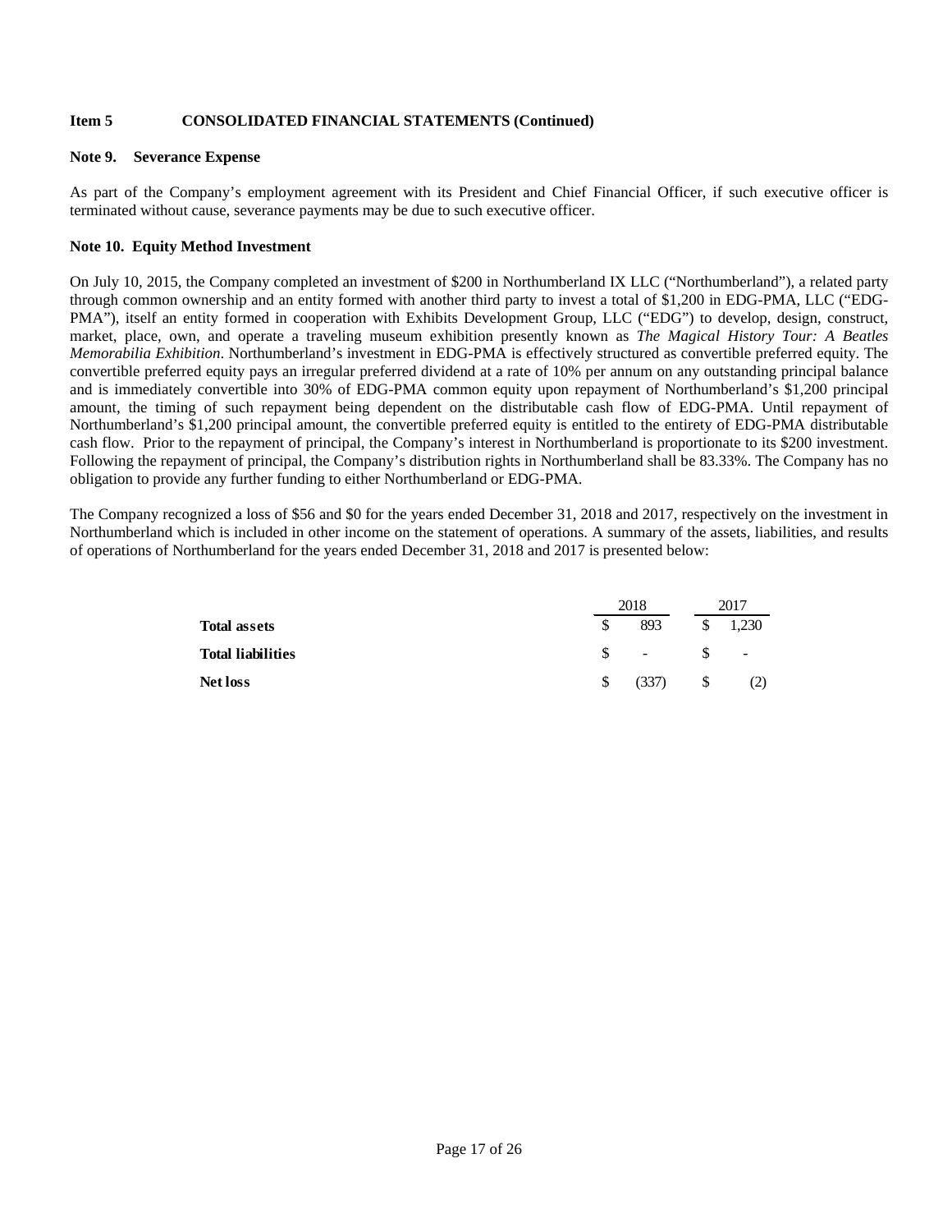**Item 5 CONSOLIDATED FINANCIAL STATEMENTS (Continued)**

**Note 9. Severance Expense**

As part of the Company's employment agreement with its President and Chief Financial Officer, if such executive officer is terminated without cause, severance payments may be due to such executive officer.

**Note 10. Equity Method Investment**

On July 10, 2015, the Company completed an investment of $200 in Northumberland IX LLC ("Northumberland"), a related party through common ownership and an entity formed with another third party to invest a total of $1,200 in EDG-PMA, LLC ("EDG-PMA"), itself an entity formed in cooperation with Exhibits Development Group, LLC ("EDG") to develop, design, construct, market, place, own, and operate a traveling museum exhibition presently known as *The Magical History Tour: A Beatles Memorabilia Exhibition*. Northumberland's investment in EDG-PMA is effectively structured as convertible preferred equity. The convertible preferred equity pays an irregular preferred dividend at a rate of 10% per annum on any outstanding principal balance and is immediately convertible into 30% of EDG-PMA common equity upon repayment of Northumberland's $1,200 principal amount, the timing of such repayment being dependent on the distributable cash flow of EDG-PMA. Until repayment of Northumberland's $1,200 principal amount, the convertible preferred equity is entitled to the entirety of EDG-PMA distributable cash flow. Prior to the repayment of principal, the Company's interest in Northumberland is proportionate to its $200 investment. Following the repayment of principal, the Company's distribution rights in Northumberland shall be 83.33%. The Company has no obligation to provide any further funding to either Northumberland or EDG-PMA.

The Company recognized a loss of $56 and $0 for the years ended December 31, 2018 and 2017, respectively on the investment in Northumberland which is included in other income on the statement of operations. A summary of the assets, liabilities, and results of operations of Northumberland for the years ended December 31, 2018 and 2017 is presented below:

| | 2018 | 2017 |
|---|---|---|
| **Total assets** | $ 893 | $ 1,230 |
| **Total liabilities** | $ - | $ - |
| **Net loss** | $ (337) | $ (2) |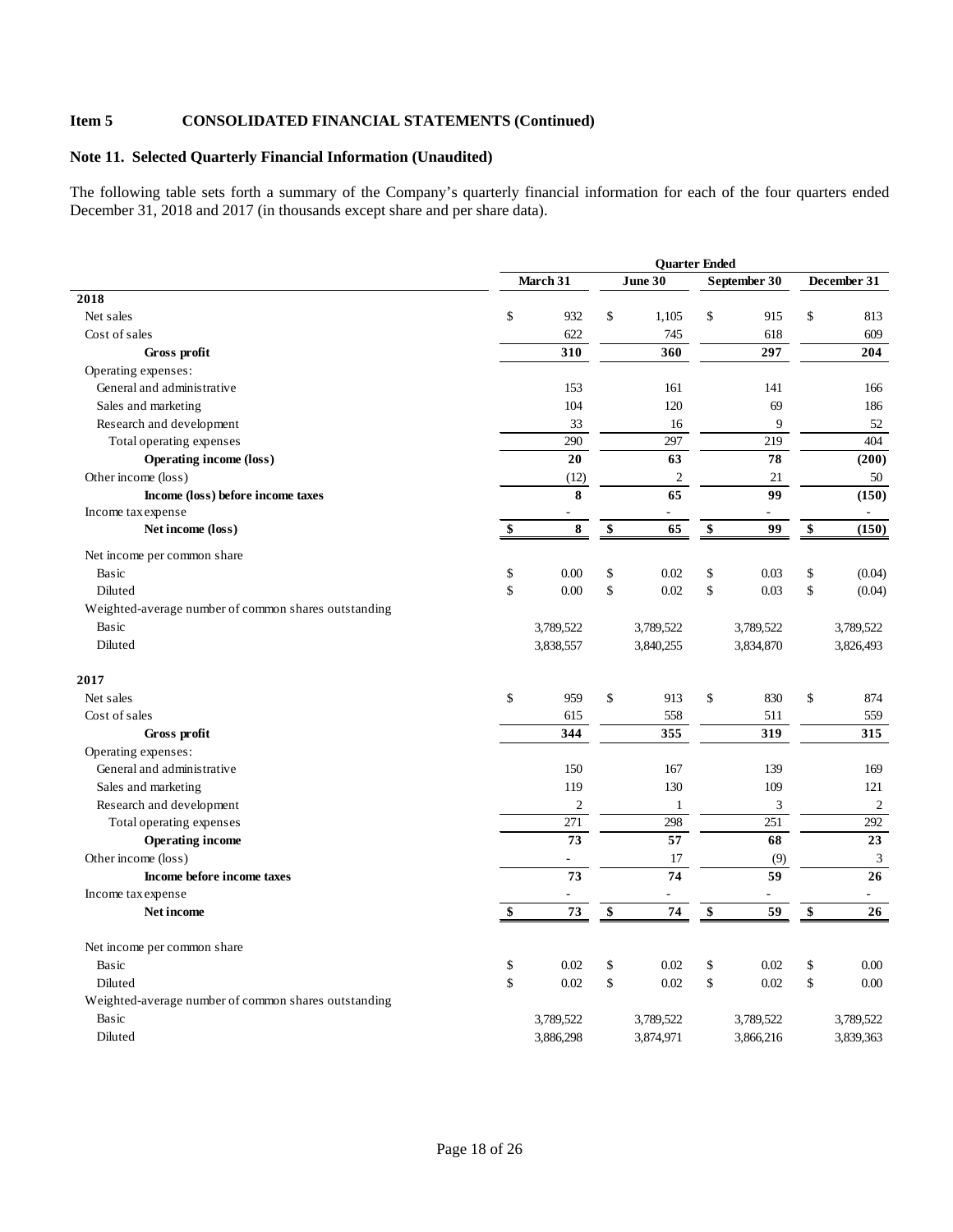## Item 5 CONSOLIDATED FINANCIAL STATEMENTS (Continued)

### Note 11. Selected Quarterly Financial Information (Unaudited)

The following table sets forth a summary of the Company's quarterly financial information for each of the four quarters ended December 31, 2018 and 2017 (in thousands except share and per share data).

| | Quarter Ended | | | |
|---|---|---|---|---|
| | March 31 | June 30 | September 30 | December 31 |
| **2018** | | | | |
| Net sales | $ 932 | $ 1,105 | $ 915 | $ 813 |
| Cost of sales | 622 | 745 | 618 | 609 |
| **Gross profit** | **310** | **360** | **297** | **204** |
| Operating expenses: | | | | |
| General and administrative | 153 | 161 | 141 | 166 |
| Sales and marketing | 104 | 120 | 69 | 186 |
| Research and development | 33 | 16 | 9 | 52 |
| Total operating expenses | 290 | 297 | 219 | 404 |
| **Operating income (loss)** | **20** | **63** | **78** | **(200)** |
| Other income (loss) | (12) | 2 | 21 | 50 |
| **Income (loss) before income taxes** | **8** | **65** | **99** | **(150)** |
| Income tax expense | - | - | - | - |
| **Net income (loss)** | **$ 8** | **$ 65** | **$ 99** | **$ (150)** |
| Net income per common share | | | | |
| Basic | $ 0.00 | $ 0.02 | $ 0.03 | $ (0.04) |
| Diluted | $ 0.00 | $ 0.02 | $ 0.03 | $ (0.04) |
| Weighted-average number of common shares outstanding | | | | |
| Basic | 3,789,522 | 3,789,522 | 3,789,522 | 3,789,522 |
| Diluted | 3,838,557 | 3,840,255 | 3,834,870 | 3,826,493 |
| **2017** | | | | |
| Net sales | $ 959 | $ 913 | $ 830 | $ 874 |
| Cost of sales | 615 | 558 | 511 | 559 |
| **Gross profit** | **344** | **355** | **319** | **315** |
| Operating expenses: | | | | |
| General and administrative | 150 | 167 | 139 | 169 |
| Sales and marketing | 119 | 130 | 109 | 121 |
| Research and development | 2 | 1 | 3 | 2 |
| Total operating expenses | 271 | 298 | 251 | 292 |
| **Operating income** | **73** | **57** | **68** | **23** |
| Other income (loss) | - | 17 | (9) | 3 |
| **Income before income taxes** | **73** | **74** | **59** | **26** |
| Income tax expense | - | - | - | - |
| **Net income** | **$ 73** | **$ 74** | **$ 59** | **$ 26** |
| Net income per common share | | | | |
| Basic | $ 0.02 | $ 0.02 | $ 0.02 | $ 0.00 |
| Diluted | $ 0.02 | $ 0.02 | $ 0.02 | $ 0.00 |
| Weighted-average number of common shares outstanding | | | | |
| Basic | 3,789,522 | 3,789,522 | 3,789,522 | 3,789,522 |
| Diluted | 3,886,298 | 3,874,971 | 3,866,216 | 3,839,363 |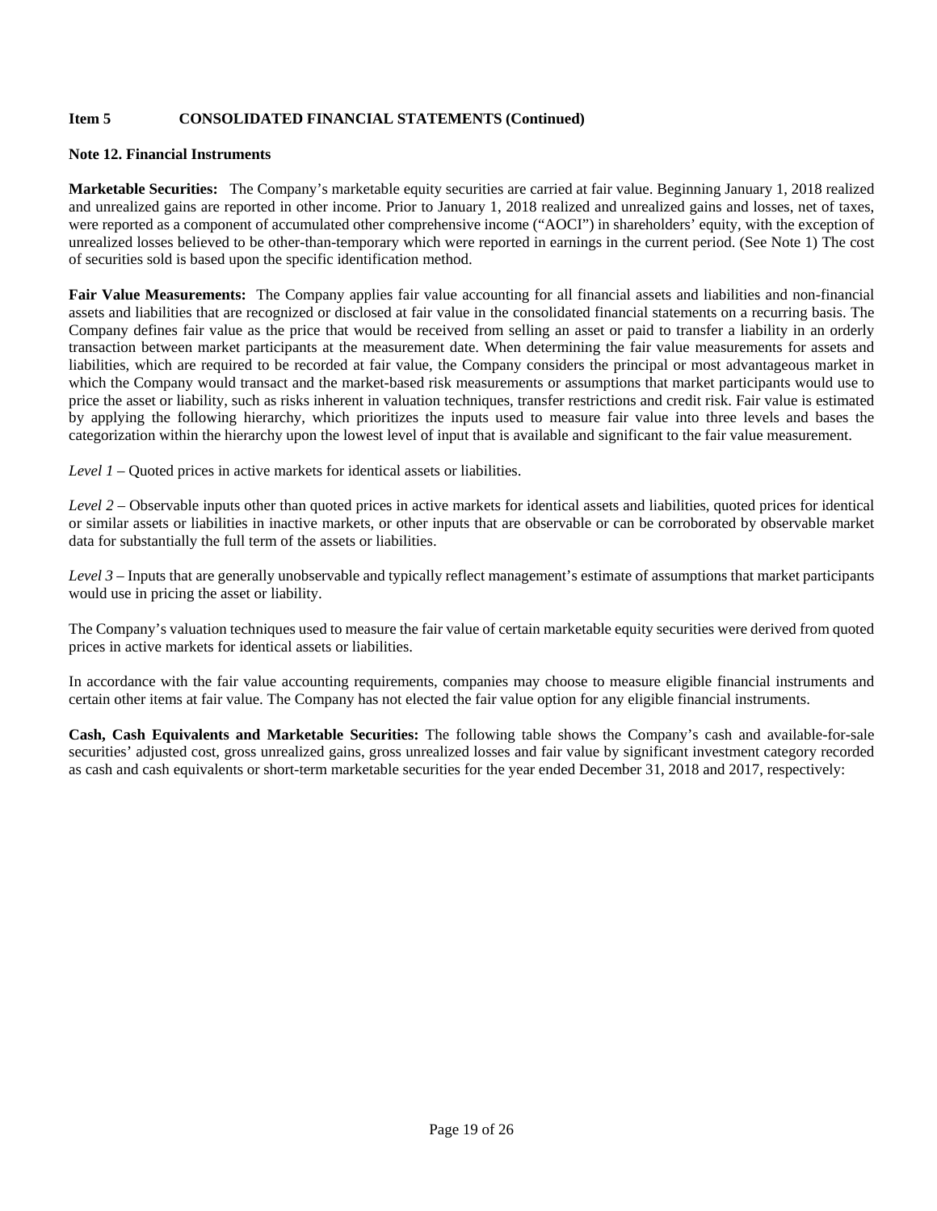**Item 5 CONSOLIDATED FINANCIAL STATEMENTS (Continued)**

**Note 12. Financial Instruments**

**Marketable Securities:** The Company's marketable equity securities are carried at fair value. Beginning January 1, 2018 realized and unrealized gains are reported in other income. Prior to January 1, 2018 realized and unrealized gains and losses, net of taxes, were reported as a component of accumulated other comprehensive income ("AOCI") in shareholders' equity, with the exception of unrealized losses believed to be other-than-temporary which were reported in earnings in the current period. (See Note 1) The cost of securities sold is based upon the specific identification method.

**Fair Value Measurements:** The Company applies fair value accounting for all financial assets and liabilities and non-financial assets and liabilities that are recognized or disclosed at fair value in the consolidated financial statements on a recurring basis. The Company defines fair value as the price that would be received from selling an asset or paid to transfer a liability in an orderly transaction between market participants at the measurement date. When determining the fair value measurements for assets and liabilities, which are required to be recorded at fair value, the Company considers the principal or most advantageous market in which the Company would transact and the market-based risk measurements or assumptions that market participants would use to price the asset or liability, such as risks inherent in valuation techniques, transfer restrictions and credit risk. Fair value is estimated by applying the following hierarchy, which prioritizes the inputs used to measure fair value into three levels and bases the categorization within the hierarchy upon the lowest level of input that is available and significant to the fair value measurement.

*Level 1* – Quoted prices in active markets for identical assets or liabilities.

*Level 2* – Observable inputs other than quoted prices in active markets for identical assets and liabilities, quoted prices for identical or similar assets or liabilities in inactive markets, or other inputs that are observable or can be corroborated by observable market data for substantially the full term of the assets or liabilities.

*Level 3* – Inputs that are generally unobservable and typically reflect management's estimate of assumptions that market participants would use in pricing the asset or liability.

The Company's valuation techniques used to measure the fair value of certain marketable equity securities were derived from quoted prices in active markets for identical assets or liabilities.

In accordance with the fair value accounting requirements, companies may choose to measure eligible financial instruments and certain other items at fair value. The Company has not elected the fair value option for any eligible financial instruments.

**Cash, Cash Equivalents and Marketable Securities:** The following table shows the Company's cash and available-for-sale securities' adjusted cost, gross unrealized gains, gross unrealized losses and fair value by significant investment category recorded as cash and cash equivalents or short-term marketable securities for the year ended December 31, 2018 and 2017, respectively: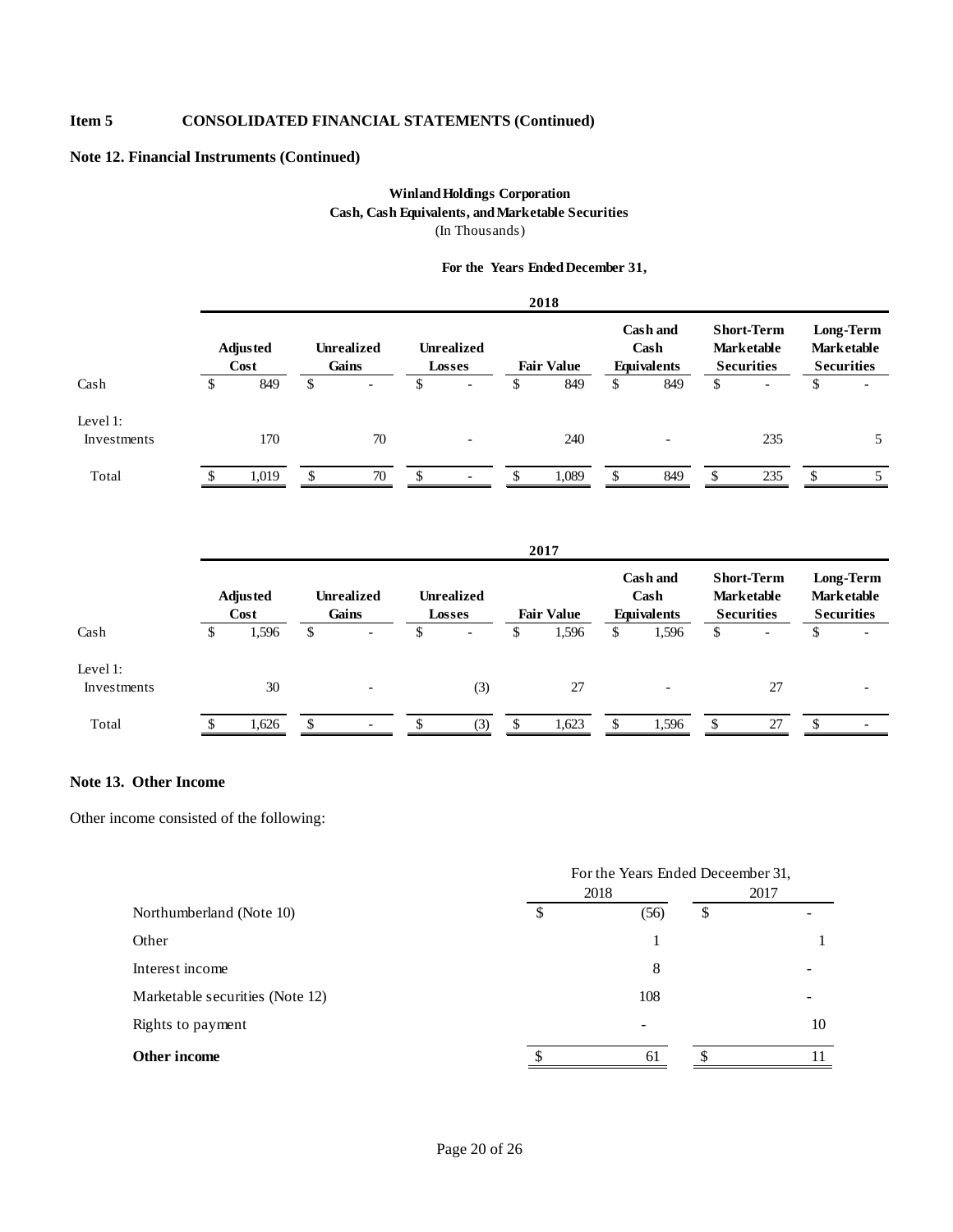**Item 5 CONSOLIDATED FINANCIAL STATEMENTS (Continued)**

**Note 12. Financial Instruments (Continued)**

**Winland Holdings Corporation**
**Cash, Cash Equivalents, and Marketable Securities**
(In Thousands)

**For the Years Ended December 31,**

| | **2018** | | | | | | |
|---|---|---|---|---|---|---|---|
| | **Adjusted Cost** | **Unrealized Gains** | **Unrealized Losses** | **Fair Value** | **Cash and Cash Equivalents** | **Short-Term Marketable Securities** | **Long-Term Marketable Securities** |
| Cash | $ 849 | $ - | $ - | $ 849 | $ 849 | $ - | $ - |
| Level 1: | | | | | | | |
| Investments | 170 | 70 | - | 240 | - | 235 | 5 |
| Total | $ 1,019 | $ 70 | $ - | $ 1,089 | $ 849 | $ 235 | $ 5 |

| | **2017** | | | | | | |
|---|---|---|---|---|---|---|---|
| | **Adjusted Cost** | **Unrealized Gains** | **Unrealized Losses** | **Fair Value** | **Cash and Cash Equivalents** | **Short-Term Marketable Securities** | **Long-Term Marketable Securities** |
| Cash | $ 1,596 | $ - | $ - | $ 1,596 | $ 1,596 | $ - | $ - |
| Level 1: | | | | | | | |
| Investments | 30 | - | (3) | 27 | - | 27 | - |
| Total | $ 1,626 | $ - | $ (3) | $ 1,623 | $ 1,596 | $ 27 | $ - |

**Note 13. Other Income**

Other income consisted of the following:

| | For the Years Ended Deceember 31, | |
|---|---|---|
| | 2018 | 2017 |
| Northumberland (Note 10) | $ (56) | $ - |
| Other | 1 | 1 |
| Interest income | 8 | - |
| Marketable securities (Note 12) | 108 | - |
| Rights to payment | - | 10 |
| **Other income** | $ 61 | $ 11 |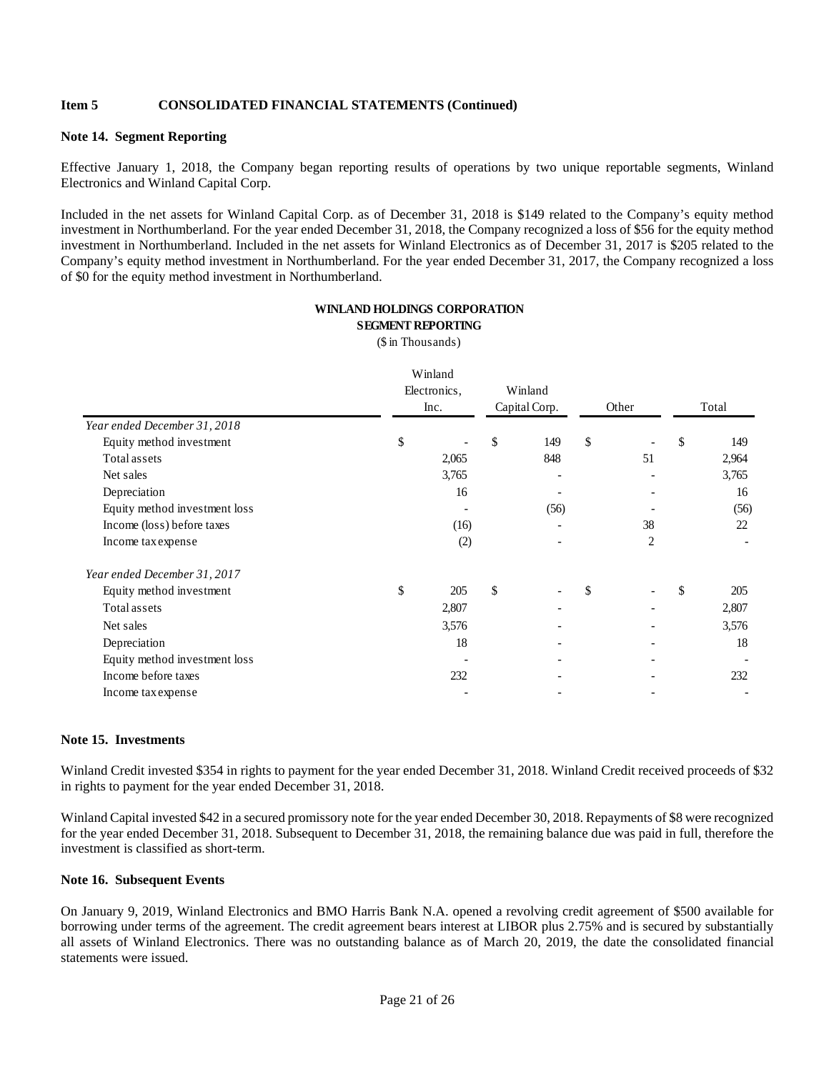**Item 5 CONSOLIDATED FINANCIAL STATEMENTS (Continued)**

**Note 14. Segment Reporting**

Effective January 1, 2018, the Company began reporting results of operations by two unique reportable segments, Winland Electronics and Winland Capital Corp.

Included in the net assets for Winland Capital Corp. as of December 31, 2018 is $149 related to the Company's equity method investment in Northumberland. For the year ended December 31, 2018, the Company recognized a loss of $56 for the equity method investment in Northumberland. Included in the net assets for Winland Electronics as of December 31, 2017 is $205 related to the Company's equity method investment in Northumberland. For the year ended December 31, 2017, the Company recognized a loss of $0 for the equity method investment in Northumberland.

**WINLAND HOLDINGS CORPORATION**
**SEGMENT REPORTING**
($ in Thousands)

| | Winland Electronics, Inc. | Winland Capital Corp. | Other | Total |
|---|---|---|---|---|
| *Year ended December 31, 2018* | | | | |
| Equity method investment | $ - | $ 149 | $ - | $ 149 |
| Total assets | 2,065 | 848 | 51 | 2,964 |
| Net sales | 3,765 | - | - | 3,765 |
| Depreciation | 16 | - | - | 16 |
| Equity method investment loss | - | (56) | - | (56) |
| Income (loss) before taxes | (16) | - | 38 | 22 |
| Income tax expense | (2) | - | 2 | - |
| *Year ended December 31, 2017* | | | | |
| Equity method investment | $ 205 | $ - | $ - | $ 205 |
| Total assets | 2,807 | - | - | 2,807 |
| Net sales | 3,576 | - | - | 3,576 |
| Depreciation | 18 | - | - | 18 |
| Equity method investment loss | - | - | - | - |
| Income before taxes | 232 | - | - | 232 |
| Income tax expense | - | - | - | - |

**Note 15. Investments**

Winland Credit invested $354 in rights to payment for the year ended December 31, 2018. Winland Credit received proceeds of $32 in rights to payment for the year ended December 31, 2018.

Winland Capital invested $42 in a secured promissory note for the year ended December 30, 2018. Repayments of $8 were recognized for the year ended December 31, 2018. Subsequent to December 31, 2018, the remaining balance due was paid in full, therefore the investment is classified as short-term.

**Note 16. Subsequent Events**

On January 9, 2019, Winland Electronics and BMO Harris Bank N.A. opened a revolving credit agreement of $500 available for borrowing under terms of the agreement. The credit agreement bears interest at LIBOR plus 2.75% and is secured by substantially all assets of Winland Electronics. There was no outstanding balance as of March 20, 2019, the date the consolidated financial statements were issued.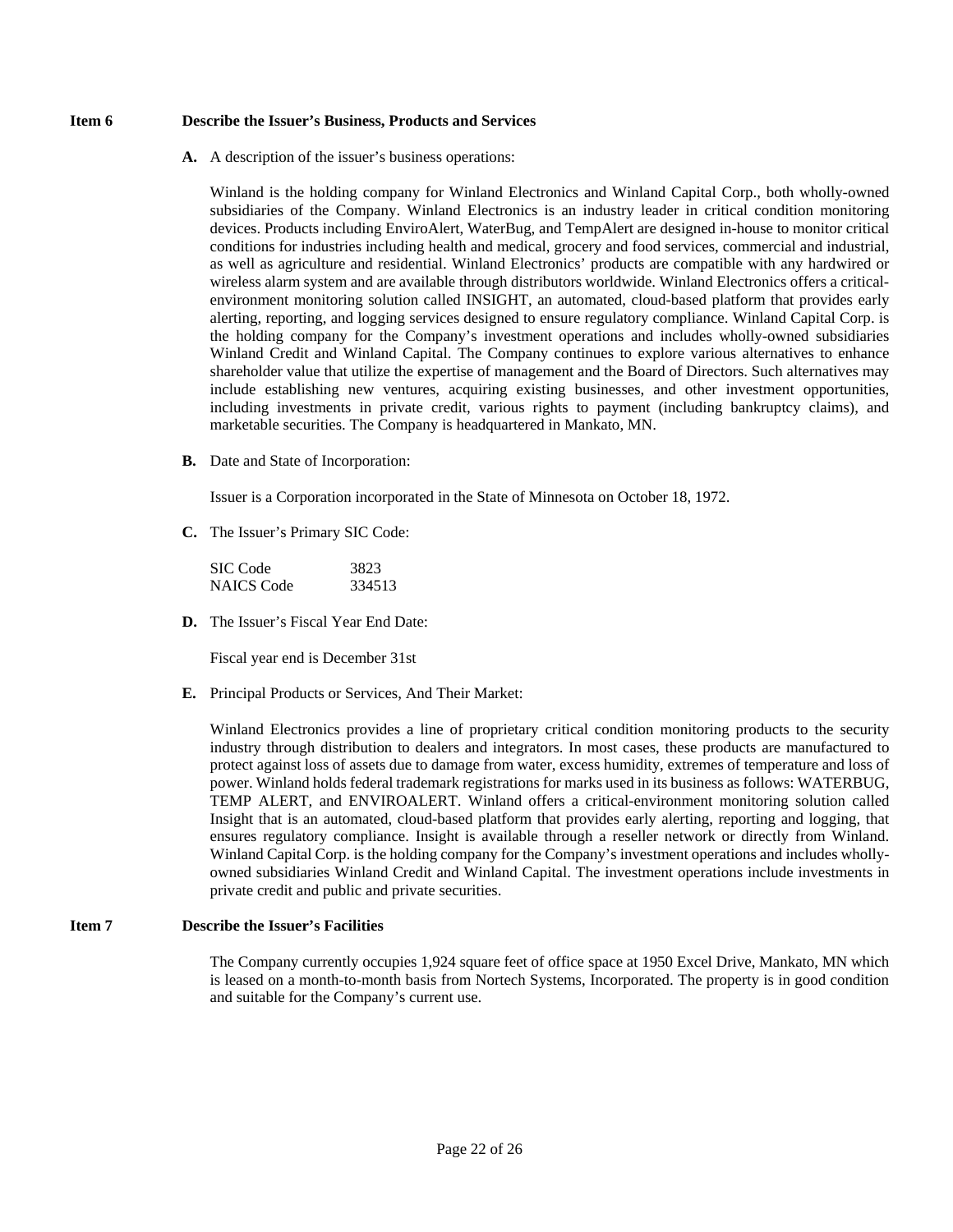**Item 6 Describe the Issuer's Business, Products and Services**

**A.** A description of the issuer's business operations:

Winland is the holding company for Winland Electronics and Winland Capital Corp., both wholly-owned subsidiaries of the Company. Winland Electronics is an industry leader in critical condition monitoring devices. Products including EnviroAlert, WaterBug, and TempAlert are designed in-house to monitor critical conditions for industries including health and medical, grocery and food services, commercial and industrial, as well as agriculture and residential. Winland Electronics' products are compatible with any hardwired or wireless alarm system and are available through distributors worldwide. Winland Electronics offers a critical-environment monitoring solution called INSIGHT, an automated, cloud-based platform that provides early alerting, reporting, and logging services designed to ensure regulatory compliance. Winland Capital Corp. is the holding company for the Company's investment operations and includes wholly-owned subsidiaries Winland Credit and Winland Capital. The Company continues to explore various alternatives to enhance shareholder value that utilize the expertise of management and the Board of Directors. Such alternatives may include establishing new ventures, acquiring existing businesses, and other investment opportunities, including investments in private credit, various rights to payment (including bankruptcy claims), and marketable securities. The Company is headquartered in Mankato, MN.

**B.** Date and State of Incorporation:

Issuer is a Corporation incorporated in the State of Minnesota on October 18, 1972.

**C.** The Issuer's Primary SIC Code:

| | |
|---|---|
| SIC Code | 3823 |
| NAICS Code | 334513 |

**D.** The Issuer's Fiscal Year End Date:

Fiscal year end is December 31st

**E.** Principal Products or Services, And Their Market:

Winland Electronics provides a line of proprietary critical condition monitoring products to the security industry through distribution to dealers and integrators. In most cases, these products are manufactured to protect against loss of assets due to damage from water, excess humidity, extremes of temperature and loss of power. Winland holds federal trademark registrations for marks used in its business as follows: WATERBUG, TEMP ALERT, and ENVIROALERT. Winland offers a critical-environment monitoring solution called Insight that is an automated, cloud-based platform that provides early alerting, reporting and logging, that ensures regulatory compliance. Insight is available through a reseller network or directly from Winland. Winland Capital Corp. is the holding company for the Company's investment operations and includes wholly-owned subsidiaries Winland Credit and Winland Capital. The investment operations include investments in private credit and public and private securities.

**Item 7 Describe the Issuer's Facilities**

The Company currently occupies 1,924 square feet of office space at 1950 Excel Drive, Mankato, MN which is leased on a month-to-month basis from Nortech Systems, Incorporated. The property is in good condition and suitable for the Company's current use.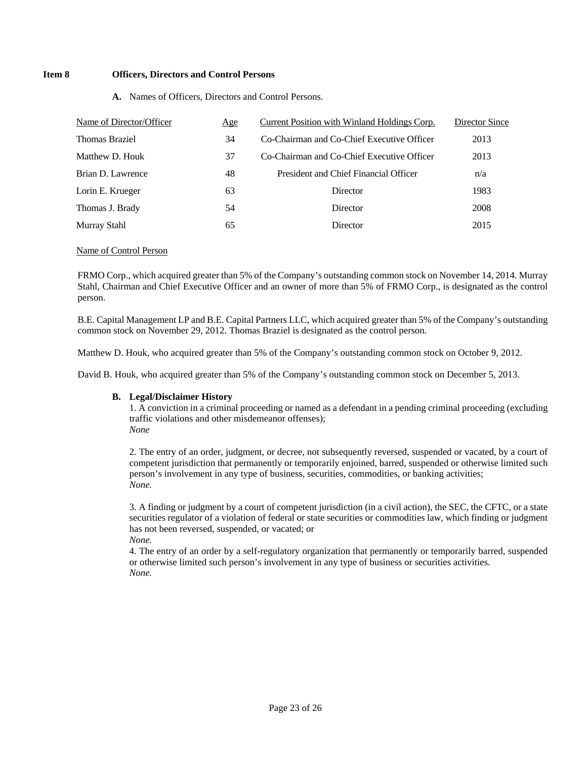**Item 8 Officers, Directors and Control Persons**

**A.** Names of Officers, Directors and Control Persons.

| Name of Director/Officer | Age | Current Position with Winland Holdings Corp. | Director Since |
|---|---|---|---|
| Thomas Braziel | 34 | Co-Chairman and Co-Chief Executive Officer | 2013 |
| Matthew D. Houk | 37 | Co-Chairman and Co-Chief Executive Officer | 2013 |
| Brian D. Lawrence | 48 | President and Chief Financial Officer | n/a |
| Lorin E. Krueger | 63 | Director | 1983 |
| Thomas J. Brady | 54 | Director | 2008 |
| Murray Stahl | 65 | Director | 2015 |

Name of Control Person

FRMO Corp., which acquired greater than 5% of the Company's outstanding common stock on November 14, 2014. Murray Stahl, Chairman and Chief Executive Officer and an owner of more than 5% of FRMO Corp., is designated as the control person.

B.E. Capital Management LP and B.E. Capital Partners LLC, which acquired greater than 5% of the Company's outstanding common stock on November 29, 2012. Thomas Braziel is designated as the control person.

Matthew D. Houk, who acquired greater than 5% of the Company's outstanding common stock on October 9, 2012.

David B. Houk, who acquired greater than 5% of the Company's outstanding common stock on December 5, 2013.

**B. Legal/Disclaimer History**

1. A conviction in a criminal proceeding or named as a defendant in a pending criminal proceeding (excluding traffic violations and other misdemeanor offenses);
*None*

2. The entry of an order, judgment, or decree, not subsequently reversed, suspended or vacated, by a court of competent jurisdiction that permanently or temporarily enjoined, barred, suspended or otherwise limited such person's involvement in any type of business, securities, commodities, or banking activities;
*None.*

3. A finding or judgment by a court of competent jurisdiction (in a civil action), the SEC, the CFTC, or a state securities regulator of a violation of federal or state securities or commodities law, which finding or judgment has not been reversed, suspended, or vacated; or
*None.*

4. The entry of an order by a self-regulatory organization that permanently or temporarily barred, suspended or otherwise limited such person's involvement in any type of business or securities activities.
*None.*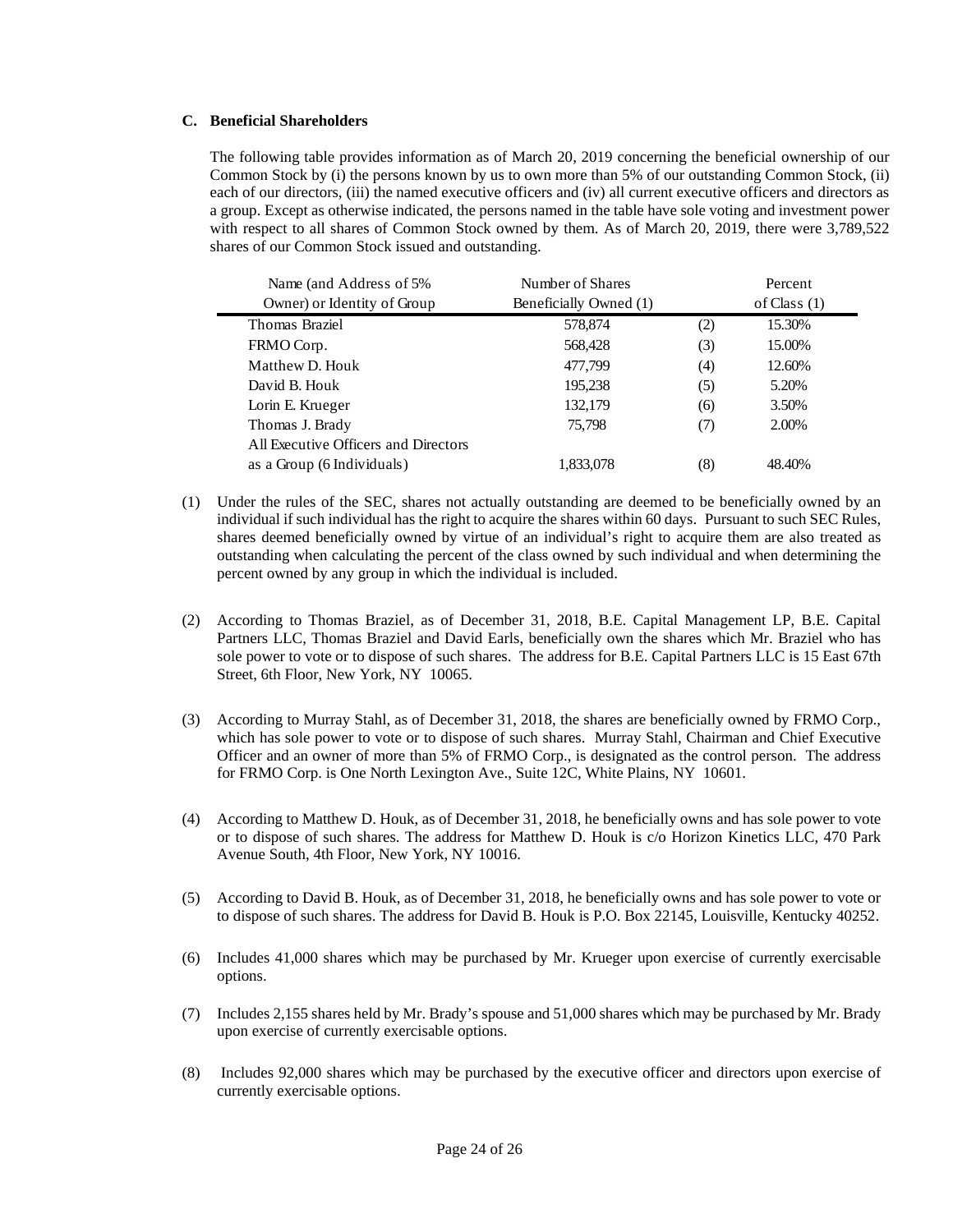### C. Beneficial Shareholders

The following table provides information as of March 20, 2019 concerning the beneficial ownership of our Common Stock by (i) the persons known by us to own more than 5% of our outstanding Common Stock, (ii) each of our directors, (iii) the named executive officers and (iv) all current executive officers and directors as a group. Except as otherwise indicated, the persons named in the table have sole voting and investment power with respect to all shares of Common Stock owned by them. As of March 20, 2019, there were 3,789,522 shares of our Common Stock issued and outstanding.

| Name (and Address of 5% Owner) or Identity of Group | Number of Shares Beneficially Owned (1) | | Percent of Class (1) |
|---|---|---|---|
| Thomas Braziel | 578,874 | (2) | 15.30% |
| FRMO Corp. | 568,428 | (3) | 15.00% |
| Matthew D. Houk | 477,799 | (4) | 12.60% |
| David B. Houk | 195,238 | (5) | 5.20% |
| Lorin E. Krueger | 132,179 | (6) | 3.50% |
| Thomas J. Brady | 75,798 | (7) | 2.00% |
| All Executive Officers and Directors as a Group (6 Individuals) | 1,833,078 | (8) | 48.40% |

(1) Under the rules of the SEC, shares not actually outstanding are deemed to be beneficially owned by an individual if such individual has the right to acquire the shares within 60 days. Pursuant to such SEC Rules, shares deemed beneficially owned by virtue of an individual's right to acquire them are also treated as outstanding when calculating the percent of the class owned by such individual and when determining the percent owned by any group in which the individual is included.

(2) According to Thomas Braziel, as of December 31, 2018, B.E. Capital Management LP, B.E. Capital Partners LLC, Thomas Braziel and David Earls, beneficially own the shares which Mr. Braziel who has sole power to vote or to dispose of such shares. The address for B.E. Capital Partners LLC is 15 East 67th Street, 6th Floor, New York, NY 10065.

(3) According to Murray Stahl, as of December 31, 2018, the shares are beneficially owned by FRMO Corp., which has sole power to vote or to dispose of such shares. Murray Stahl, Chairman and Chief Executive Officer and an owner of more than 5% of FRMO Corp., is designated as the control person. The address for FRMO Corp. is One North Lexington Ave., Suite 12C, White Plains, NY 10601.

(4) According to Matthew D. Houk, as of December 31, 2018, he beneficially owns and has sole power to vote or to dispose of such shares. The address for Matthew D. Houk is c/o Horizon Kinetics LLC, 470 Park Avenue South, 4th Floor, New York, NY 10016.

(5) According to David B. Houk, as of December 31, 2018, he beneficially owns and has sole power to vote or to dispose of such shares. The address for David B. Houk is P.O. Box 22145, Louisville, Kentucky 40252.

(6) Includes 41,000 shares which may be purchased by Mr. Krueger upon exercise of currently exercisable options.

(7) Includes 2,155 shares held by Mr. Brady's spouse and 51,000 shares which may be purchased by Mr. Brady upon exercise of currently exercisable options.

(8) Includes 92,000 shares which may be purchased by the executive officer and directors upon exercise of currently exercisable options.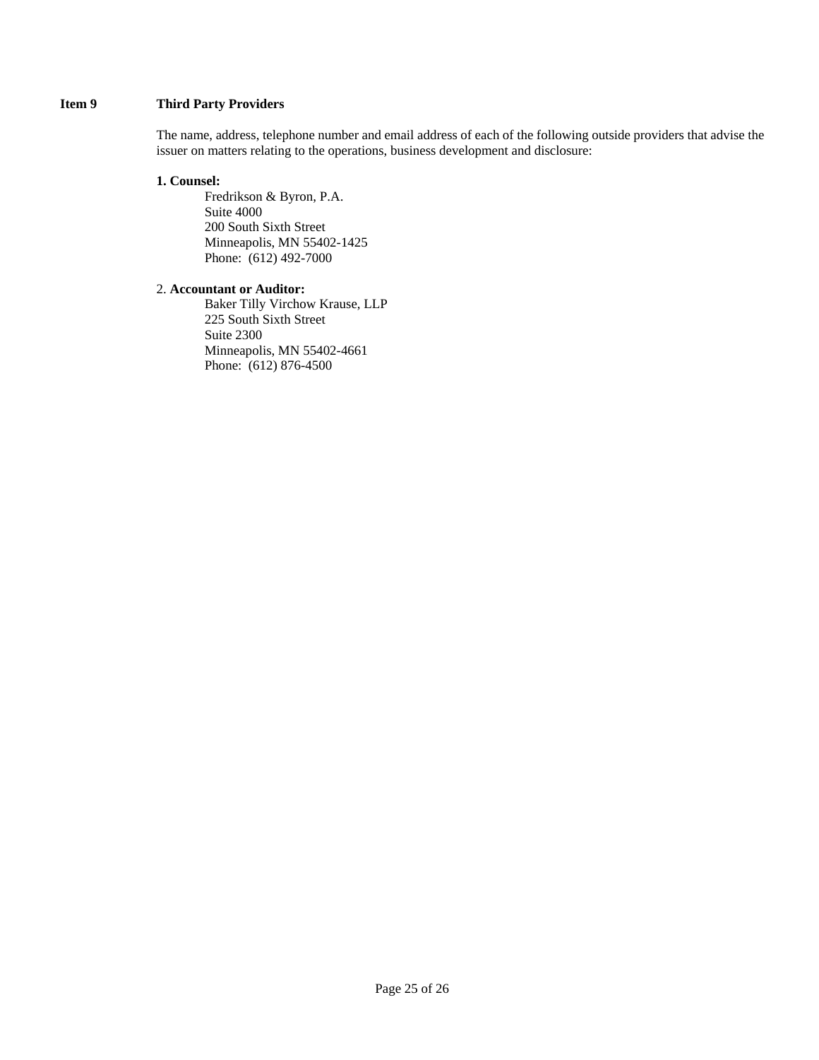**Item 9 Third Party Providers**

The name, address, telephone number and email address of each of the following outside providers that advise the issuer on matters relating to the operations, business development and disclosure:

**1. Counsel:**

Fredrikson & Byron, P.A.
Suite 4000
200 South Sixth Street
Minneapolis, MN 55402-1425
Phone: (612) 492-7000

2. **Accountant or Auditor:**

Baker Tilly Virchow Krause, LLP
225 South Sixth Street
Suite 2300
Minneapolis, MN 55402-4661
Phone: (612) 876-4500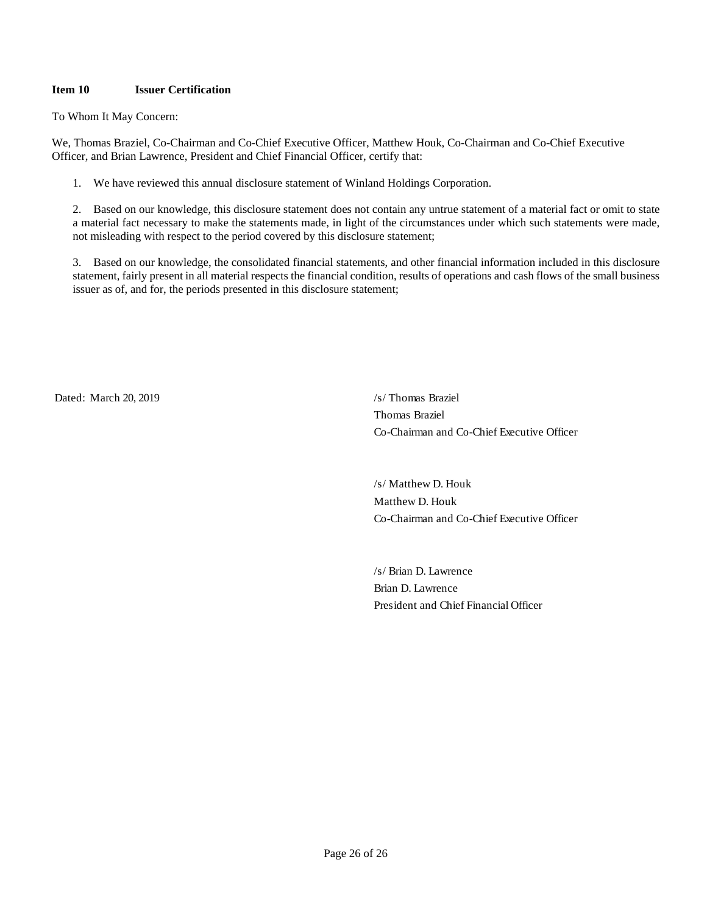**Item 10 Issuer Certification**

To Whom It May Concern:

We, Thomas Braziel, Co-Chairman and Co-Chief Executive Officer, Matthew Houk, Co-Chairman and Co-Chief Executive Officer, and Brian Lawrence, President and Chief Financial Officer, certify that:

1. We have reviewed this annual disclosure statement of Winland Holdings Corporation.

2. Based on our knowledge, this disclosure statement does not contain any untrue statement of a material fact or omit to state a material fact necessary to make the statements made, in light of the circumstances under which such statements were made, not misleading with respect to the period covered by this disclosure statement;

3. Based on our knowledge, the consolidated financial statements, and other financial information included in this disclosure statement, fairly present in all material respects the financial condition, results of operations and cash flows of the small business issuer as of, and for, the periods presented in this disclosure statement;

Dated: March 20, 2019

/s/ Thomas Braziel
Thomas Braziel
Co-Chairman and Co-Chief Executive Officer

/s/ Matthew D. Houk
Matthew D. Houk
Co-Chairman and Co-Chief Executive Officer

/s/ Brian D. Lawrence
Brian D. Lawrence
President and Chief Financial Officer